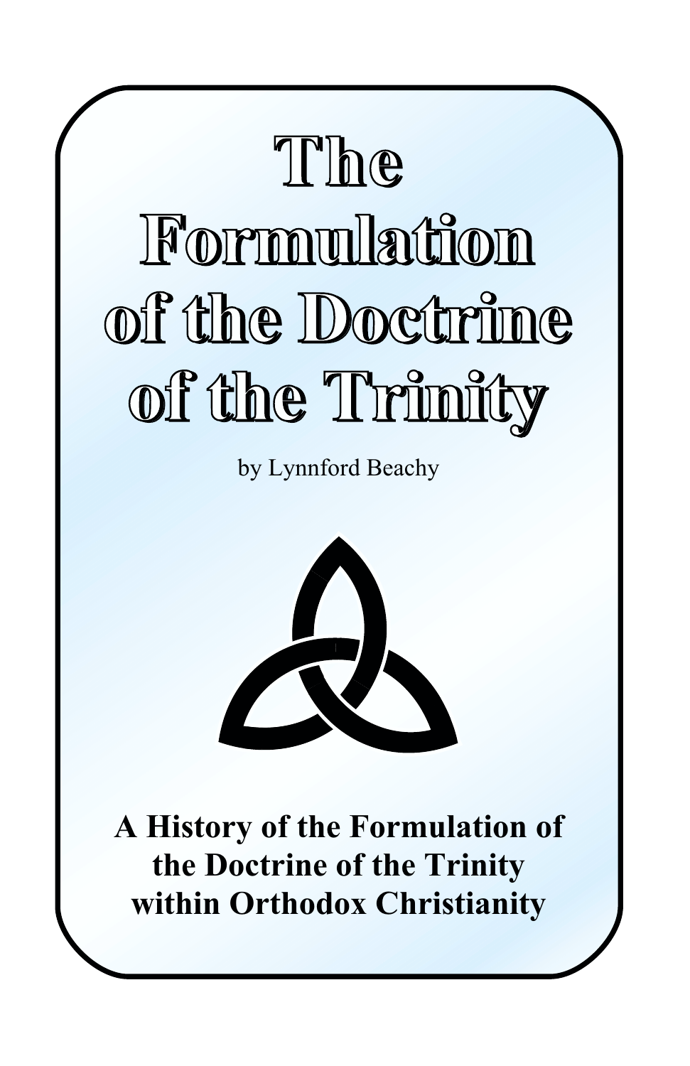# The Formulation of the Doctrine of the Trinity

by Lynnford Beachy

**A History of the Formulation of the Doctrine of the Trinity within Orthodox Christianity**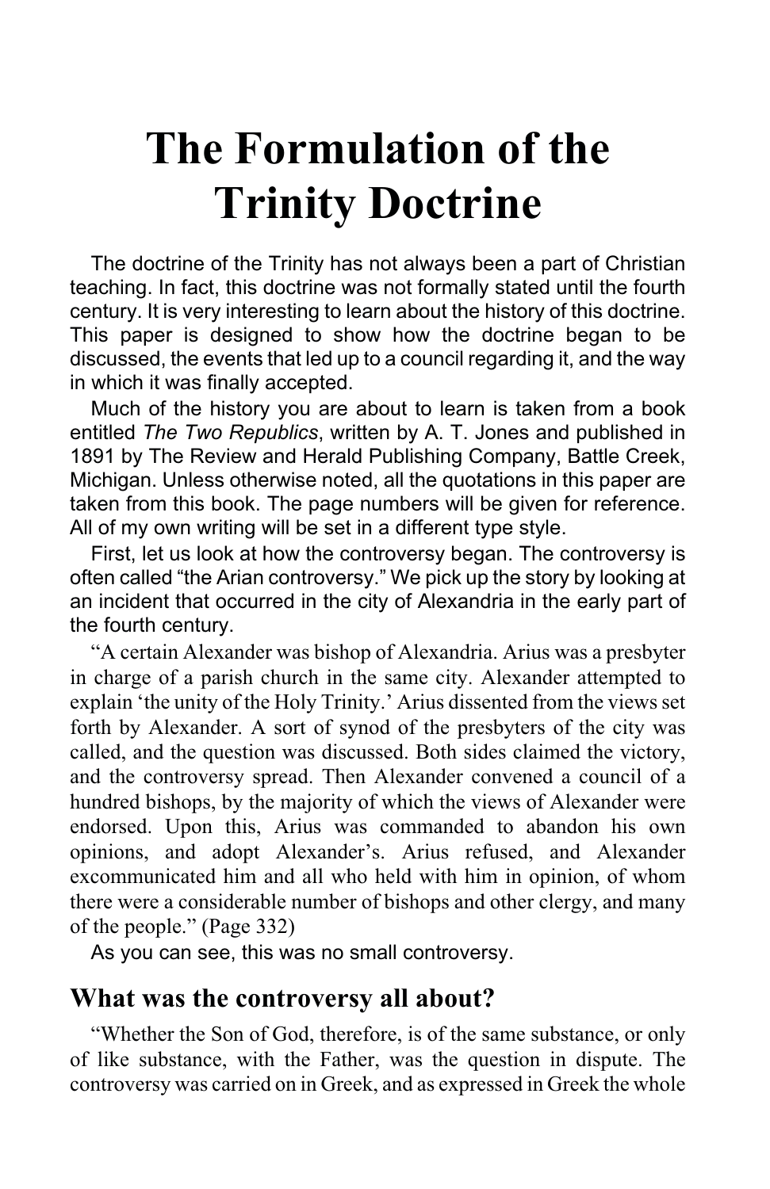# The Formulation of the Trinity Doctrine

The doctrine of the Trinity has not always been a part of Christian teaching. In fact, this doctrine was not formally stated until the fourth century. It is very interesting to learn about the history of this doctrine. This paper is designed to show how the doctrine began to be discussed, the events that led up to a council regarding it, and the way in which it was finally accepted.

Much of the history you are about to learn is taken from a book entitled *The Two Republics*, written by A. T. Jones and published in 1891 by The Review and Herald Publishing Company, Battle Creek, Michigan. Unless otherwise noted, all the quotations in this paper are taken from this book. The page numbers will be given for reference. All of my own writing will be set in a different type style.

First, let us look at how the controversy began. The controversy is often called "the Arian controversy." We pick up the story by looking at an incident that occurred in the city of Alexandria in the early part of the fourth century.

"A certain Alexander was bishop of Alexandria. Arius was a presbyter in charge of a parish church in the same city. Alexander attempted to explain 'the unity of the Holy Trinity.' Arius dissented from the views set forth by Alexander. A sort of synod of the presbyters of the city was called, and the question was discussed. Both sides claimed the victory, and the controversy spread. Then Alexander convened a council of a hundred bishops, by the majority of which the views of Alexander were endorsed. Upon this, Arius was commanded to abandon his own opinions, and adopt Alexander's. Arius refused, and Alexander excommunicated him and all who held with him in opinion, of whom there were a considerable number of bishops and other clergy, and many of the people." (Page 332)

As you can see, this was no small controversy.

## What was the controversy all about?

"Whether the Son of God, therefore, is of the same substance, or only of like substance, with the Father, was the question in dispute. The controversy was carried on in Greek, and as expressed in Greek the whole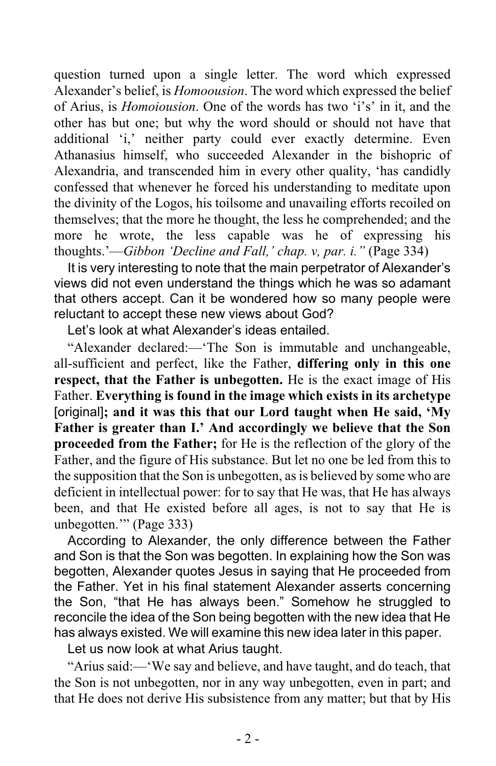question turned upon a single letter. The word which expressed Alexander's belief, is *Homoousion*. The word which expressed the belief of Arius, is *Homoiousion*. One of the words has two 'i's' in it, and the other has but one; but why the word should or should not have that additional 'i,' neither party could ever exactly determine. Even Athanasius himself, who succeeded Alexander in the bishopric of Alexandria, and transcended him in every other quality, 'has candidly confessed that whenever he forced his understanding to meditate upon the divinity of the Logos, his toilsome and unavailing efforts recoiled on themselves; that the more he thought, the less he comprehended; and the more he wrote, the less capable was he of expressing his thoughts.'—*Gibbon 'Decline and Fall,' chap. v, par. i."* (Page 334)

It is very interesting to note that the main perpetrator of Alexander's views did not even understand the things which he was so adamant that others accept. Can it be wondered how so many people were reluctant to accept these new views about God?

Let's look at what Alexander's ideas entailed.

"Alexander declared:—'The Son is immutable and unchangeable, all-sufficient and perfect, like the Father, **differing only in this one respect, that the Father is unbegotten.** He is the exact image of His Father. **Everything is found in the image which exists in its archetype** [original]**; and it was this that our Lord taught when He said, 'My Father is greater than I.' And accordingly we believe that the Son proceeded from the Father;** for He is the reflection of the glory of the Father, and the figure of His substance. But let no one be led from this to the supposition that the Son is unbegotten, as is believed by some who are deficient in intellectual power: for to say that He was, that He has always been, and that He existed before all ages, is not to say that He is unbegotten.'" (Page 333)

According to Alexander, the only difference between the Father and Son is that the Son was begotten. In explaining how the Son was begotten, Alexander quotes Jesus in saying that He proceeded from the Father. Yet in his final statement Alexander asserts concerning the Son, "that He has always been." Somehow he struggled to reconcile the idea of the Son being begotten with the new idea that He has always existed. We will examine this new idea later in this paper.

Let us now look at what Arius taught.

"Arius said:—'We say and believe, and have taught, and do teach, that the Son is not unbegotten, nor in any way unbegotten, even in part; and that He does not derive His subsistence from any matter; but that by His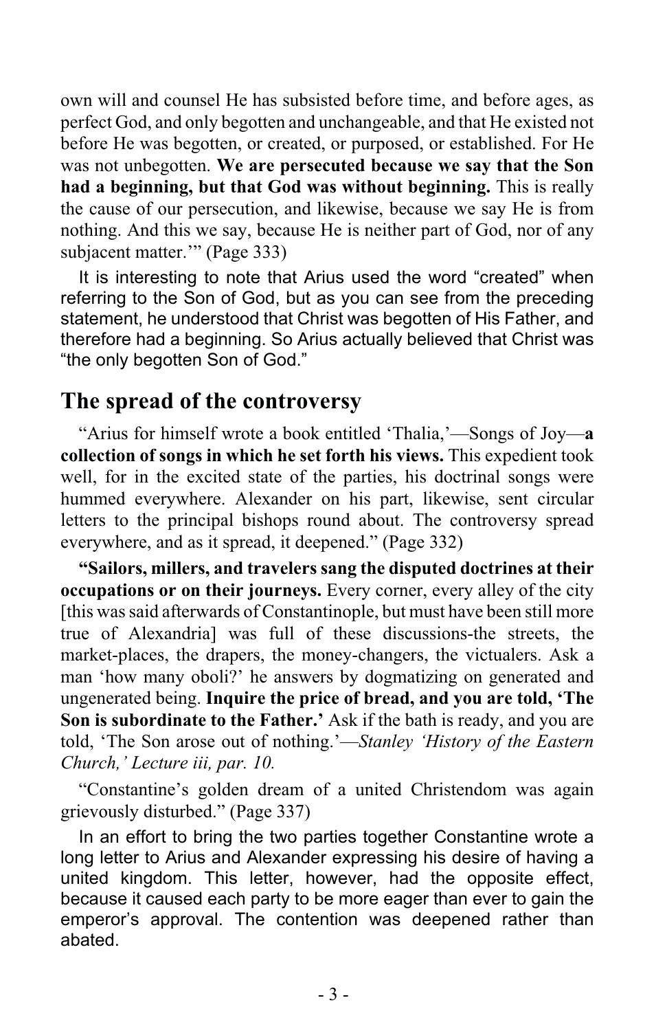own will and counsel He has subsisted before time, and before ages, as perfect God, and only begotten and unchangeable, and that He existed not before He was begotten, or created, or purposed, or established. For He was not unbegotten. **We are persecuted because we say that the Son had a beginning, but that God was without beginning.** This is really the cause of our persecution, and likewise, because we say He is from nothing. And this we say, because He is neither part of God, nor of any subjacent matter.'" (Page 333)

It is interesting to note that Arius used the word "created" when referring to the Son of God, but as you can see from the preceding statement, he understood that Christ was begotten of His Father, and therefore had a beginning. So Arius actually believed that Christ was "the only begotten Son of God."

## The spread of the controversy

"Arius for himself wrote a book entitled 'Thalia,'—Songs of Joy—**a collection of songs in which he set forth his views.** This expedient took well, for in the excited state of the parties, his doctrinal songs were hummed everywhere. Alexander on his part, likewise, sent circular letters to the principal bishops round about. The controversy spread everywhere, and as it spread, it deepened." (Page 332)

**"Sailors, millers, and travelers sang the disputed doctrines at their occupations or on their journeys.** Every corner, every alley of the city [this was said afterwards of Constantinople, but must have been still more true of Alexandria] was full of these discussions-the streets, the market-places, the drapers, the money-changers, the victualers. Ask a man 'how many oboli?' he answers by dogmatizing on generated and ungenerated being. **Inquire the price of bread, and you are told, 'The Son is subordinate to the Father.'** Ask if the bath is ready, and you are told, 'The Son arose out of nothing.'—*Stanley 'History of the Eastern Church,' Lecture iii, par. 10.*

"Constantine's golden dream of a united Christendom was again grievously disturbed." (Page 337)

In an effort to bring the two parties together Constantine wrote a long letter to Arius and Alexander expressing his desire of having a united kingdom. This letter, however, had the opposite effect, because it caused each party to be more eager than ever to gain the emperor's approval. The contention was deepened rather than abated.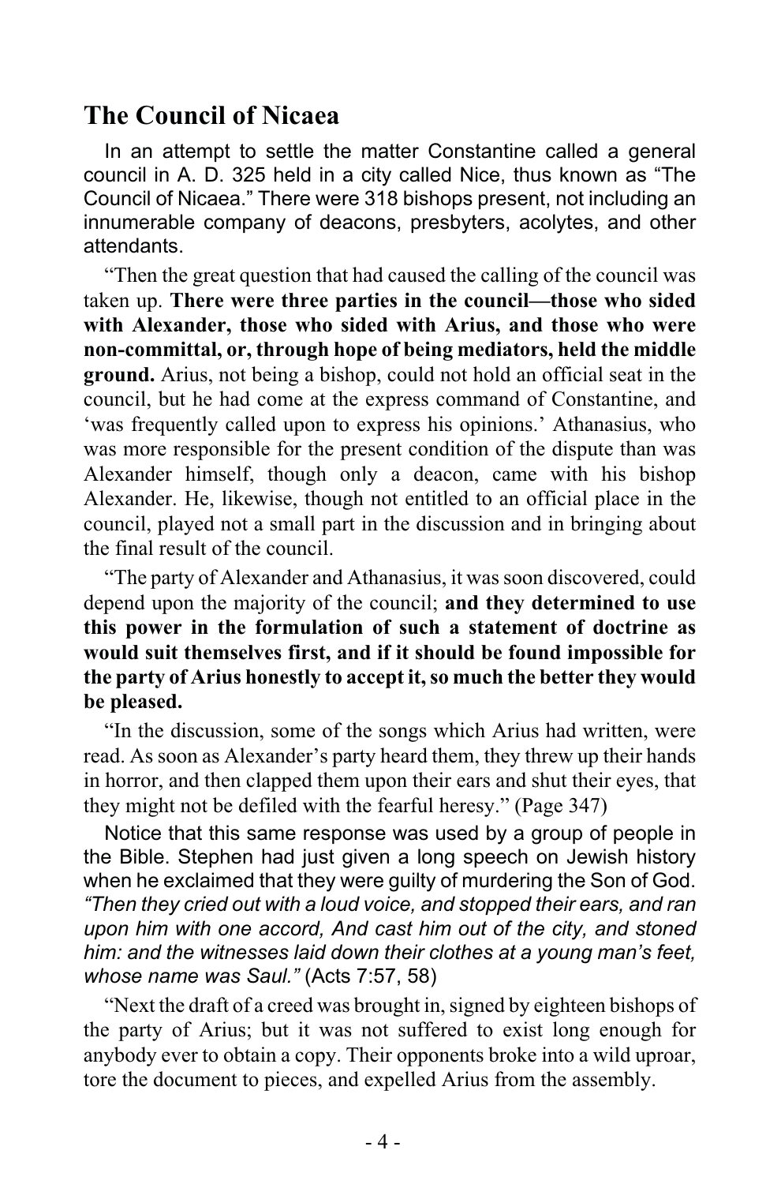## The Council of Nicaea

In an attempt to settle the matter Constantine called a general council in A. D. 325 held in a city called Nice, thus known as "The Council of Nicaea." There were 318 bishops present, not including an innumerable company of deacons, presbyters, acolytes, and other attendants.

"Then the great question that had caused the calling of the council was taken up. **There were three parties in the council—those who sided with Alexander, those who sided with Arius, and those who were non-committal, or, through hope of being mediators, held the middle ground.** Arius, not being a bishop, could not hold an official seat in the council, but he had come at the express command of Constantine, and 'was frequently called upon to express his opinions.' Athanasius, who was more responsible for the present condition of the dispute than was Alexander himself, though only a deacon, came with his bishop Alexander. He, likewise, though not entitled to an official place in the council, played not a small part in the discussion and in bringing about the final result of the council.

"The party of Alexander and Athanasius, it was soon discovered, could depend upon the majority of the council; **and they determined to use this power in the formulation of such a statement of doctrine as would suit themselves first, and if it should be found impossible for the party of Arius honestly to accept it, so much the better they would be pleased.**

"In the discussion, some of the songs which Arius had written, were read. As soon as Alexander's party heard them, they threw up their hands in horror, and then clapped them upon their ears and shut their eyes, that they might not be defiled with the fearful heresy." (Page 347)

Notice that this same response was used by a group of people in the Bible. Stephen had just given a long speech on Jewish history when he exclaimed that they were guilty of murdering the Son of God. *"Then they cried out with a loud voice, and stopped their ears, and ran upon him with one accord, And cast him out of the city, and stoned him: and the witnesses laid down their clothes at a young man's feet, whose name was Saul."* (Acts 7:57, 58)

"Next the draft of a creed was brought in, signed by eighteen bishops of the party of Arius; but it was not suffered to exist long enough for anybody ever to obtain a copy. Their opponents broke into a wild uproar, tore the document to pieces, and expelled Arius from the assembly.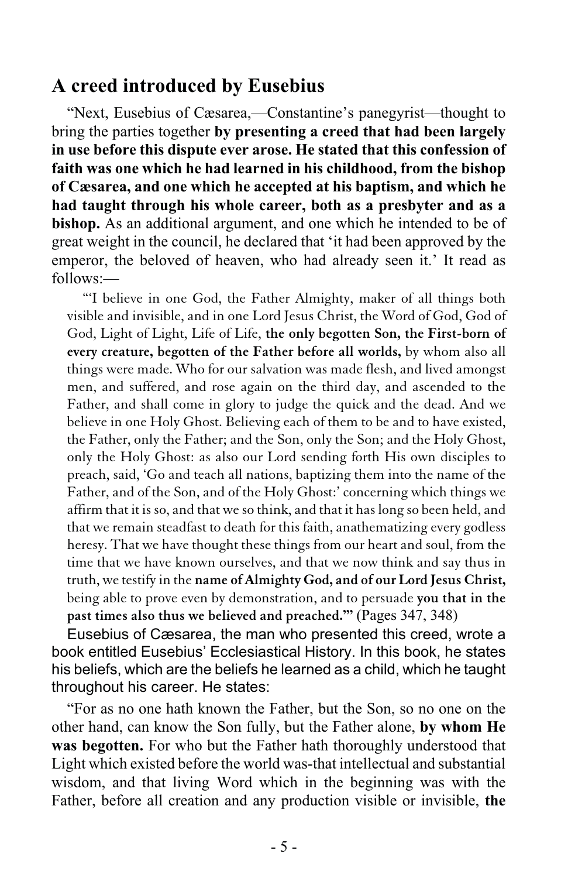## A creed introduced by Eusebius

"Next, Eusebius of Cæsarea,—Constantine's panegyrist—thought to bring the parties together **by presenting a creed that had been largely in use before this dispute ever arose. He stated that this confession of faith was one which he had learned in his childhood, from the bishop of Cæsarea, and one which he accepted at his baptism, and which he had taught through his whole career, both as a presbyter and as a bishop.** As an additional argument, and one which he intended to be of great weight in the council, he declared that 'it had been approved by the emperor, the beloved of heaven, who had already seen it.' It read as follows:—

"'I believe in one God, the Father Almighty, maker of all things both visible and invisible, and in one Lord Jesus Christ, the Word of God, God of God, Light of Light, Life of Life, **the only begotten Son, the First-born of every creature, begotten of the Father before all worlds,** by whom also all things were made. Who for our salvation was made flesh, and lived amongst men, and suffered, and rose again on the third day, and ascended to the Father, and shall come in glory to judge the quick and the dead. And we believe in one Holy Ghost. Believing each of them to be and to have existed, the Father, only the Father; and the Son, only the Son; and the Holy Ghost, only the Holy Ghost: as also our Lord sending forth His own disciples to preach, said, 'Go and teach all nations, baptizing them into the name of the Father, and of the Son, and of the Holy Ghost:' concerning which things we affirm that it is so, and that we so think, and that it has long so been held, and that we remain steadfast to death for this faith, anathematizing every godless heresy. That we have thought these things from our heart and soul, from the time that we have known ourselves, and that we now think and say thus in truth, we testify in the **name of Almighty God, and of our Lord Jesus Christ,** being able to prove even by demonstration, and to persuade **you that in the past times also thus we believed and preached.'"** (Pages 347, 348)

Eusebius of Cæsarea, the man who presented this creed, wrote a book entitled Eusebius' Ecclesiastical History. In this book, he states his beliefs, which are the beliefs he learned as a child, which he taught throughout his career. He states:

"For as no one hath known the Father, but the Son, so no one on the other hand, can know the Son fully, but the Father alone, **by whom He was begotten.** For who but the Father hath thoroughly understood that Light which existed before the world was-that intellectual and substantial wisdom, and that living Word which in the beginning was with the Father, before all creation and any production visible or invisible, **the**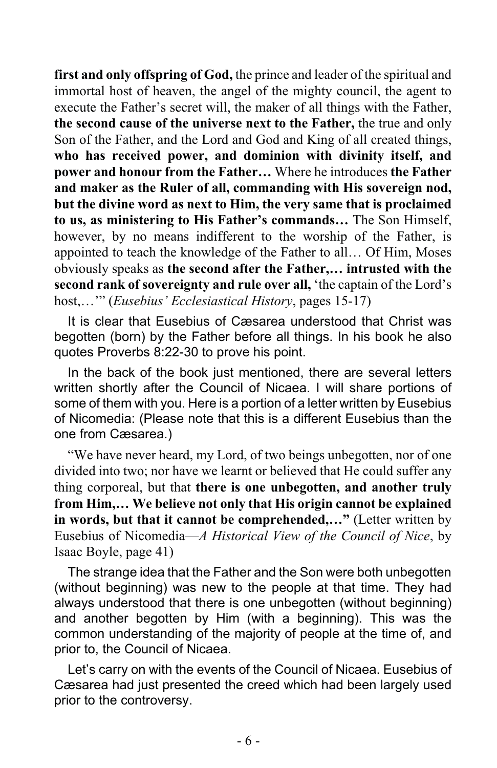**first and only offspring of God,** the prince and leader of the spiritual and immortal host of heaven, the angel of the mighty council, the agent to execute the Father's secret will, the maker of all things with the Father, **the second cause of the universe next to the Father,** the true and only Son of the Father, and the Lord and God and King of all created things, **who has received power, and dominion with divinity itself, and power and honour from the Father…** Where he introduces **the Father and maker as the Ruler of all, commanding with His sovereign nod, but the divine word as next to Him, the very same that is proclaimed to us, as ministering to His Father's commands…** The Son Himself, however, by no means indifferent to the worship of the Father, is appointed to teach the knowledge of the Father to all… Of Him, Moses obviously speaks as **the second after the Father,… intrusted with the second rank of sovereignty and rule over all,** 'the captain of the Lord's host,…'" (*Eusebius' Ecclesiastical History*, pages 15-17)

It is clear that Eusebius of Cæsarea understood that Christ was begotten (born) by the Father before all things. In his book he also quotes Proverbs 8:22-30 to prove his point.

In the back of the book just mentioned, there are several letters written shortly after the Council of Nicaea. I will share portions of some of them with you. Here is a portion of a letter written by Eusebius of Nicomedia: (Please note that this is a different Eusebius than the one from Cæsarea.)

"We have never heard, my Lord, of two beings unbegotten, nor of one divided into two; nor have we learnt or believed that He could suffer any thing corporeal, but that **there is one unbegotten, and another truly from Him,… We believe not only that His origin cannot be explained in words, but that it cannot be comprehended,…"** (Letter written by Eusebius of Nicomedia—*A Historical View of the Council of Nice*, by Isaac Boyle, page 41)

The strange idea that the Father and the Son were both unbegotten (without beginning) was new to the people at that time. They had always understood that there is one unbegotten (without beginning) and another begotten by Him (with a beginning). This was the common understanding of the majority of people at the time of, and prior to, the Council of Nicaea.

Let's carry on with the events of the Council of Nicaea. Eusebius of Cæsarea had just presented the creed which had been largely used prior to the controversy.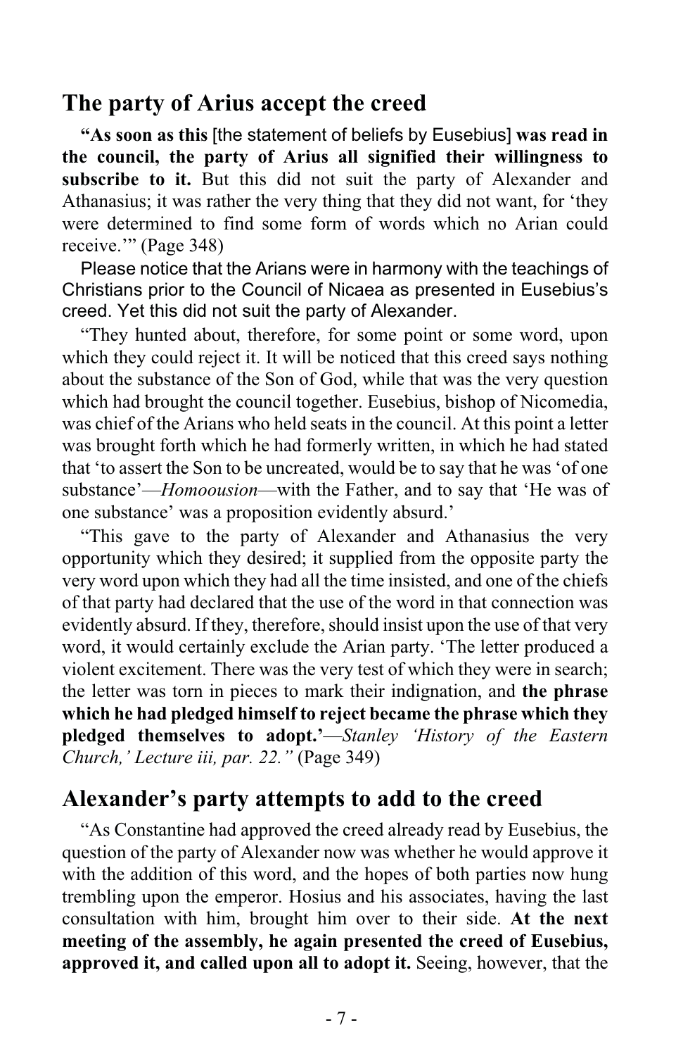## The party of Arius accept the creed

**"As soon as this** [the statement of beliefs by Eusebius] **was read in the council, the party of Arius all signified their willingness to subscribe to it.** But this did not suit the party of Alexander and Athanasius; it was rather the very thing that they did not want, for 'they were determined to find some form of words which no Arian could receive.'" (Page 348)

Please notice that the Arians were in harmony with the teachings of Christians prior to the Council of Nicaea as presented in Eusebius's creed. Yet this did not suit the party of Alexander.

"They hunted about, therefore, for some point or some word, upon which they could reject it. It will be noticed that this creed says nothing about the substance of the Son of God, while that was the very question which had brought the council together. Eusebius, bishop of Nicomedia, was chief of the Arians who held seats in the council. At this point a letter was brought forth which he had formerly written, in which he had stated that 'to assert the Son to be uncreated, would be to say that he was 'of one substance'—*Homoousion*—with the Father, and to say that 'He was of one substance' was a proposition evidently absurd.'

"This gave to the party of Alexander and Athanasius the very opportunity which they desired; it supplied from the opposite party the very word upon which they had all the time insisted, and one of the chiefs of that party had declared that the use of the word in that connection was evidently absurd. If they, therefore, should insist upon the use of that very word, it would certainly exclude the Arian party. 'The letter produced a violent excitement. There was the very test of which they were in search; the letter was torn in pieces to mark their indignation, and **the phrase which he had pledged himself to reject became the phrase which they pledged themselves to adopt.'**—*Stanley 'History of the Eastern Church,' Lecture iii, par. 22."* (Page 349)

## Alexander's party attempts to add to the creed

"As Constantine had approved the creed already read by Eusebius, the question of the party of Alexander now was whether he would approve it with the addition of this word, and the hopes of both parties now hung trembling upon the emperor. Hosius and his associates, having the last consultation with him, brought him over to their side. **At the next meeting of the assembly, he again presented the creed of Eusebius, approved it, and called upon all to adopt it.** Seeing, however, that the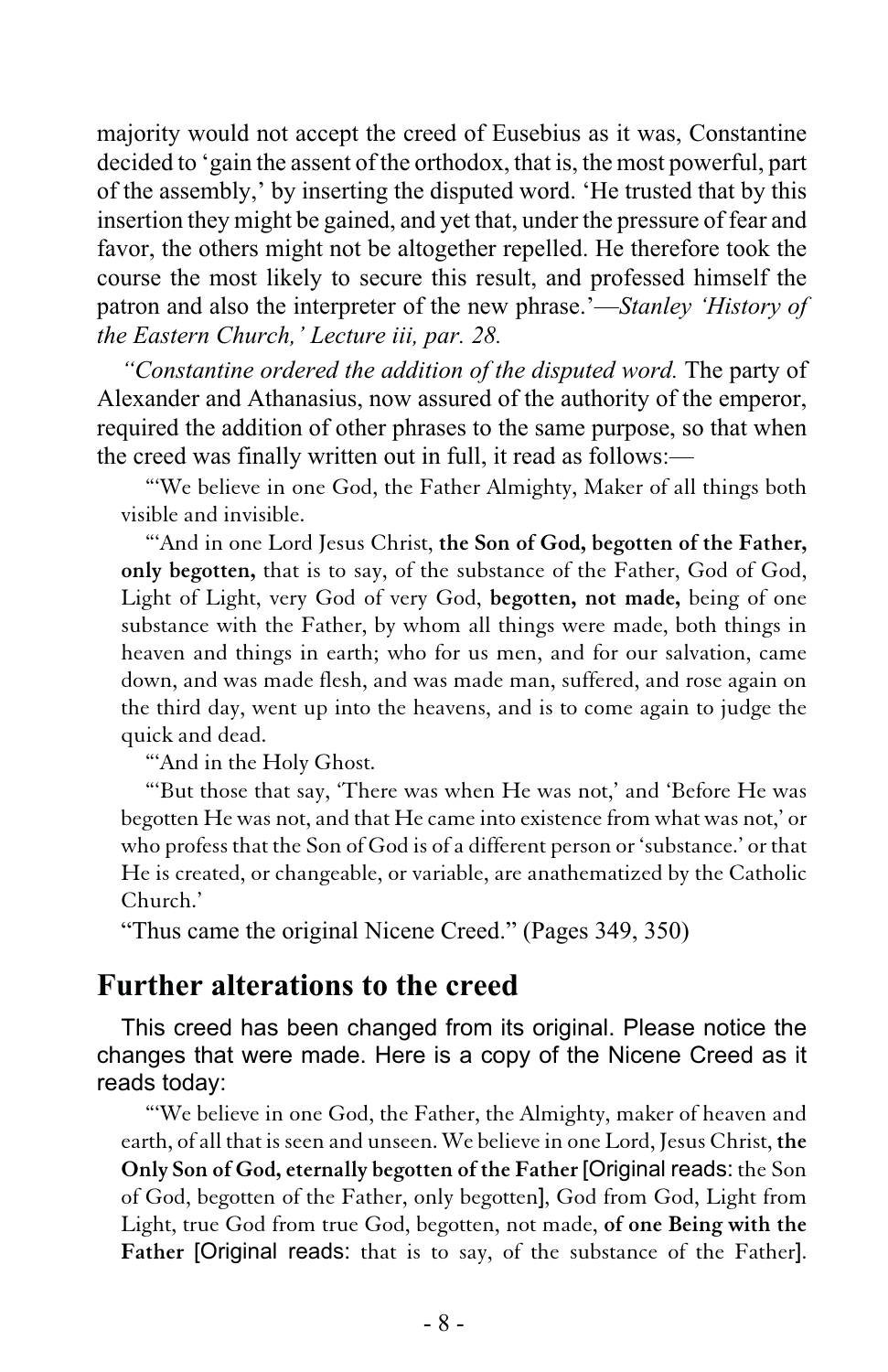majority would not accept the creed of Eusebius as it was, Constantine decided to 'gain the assent of the orthodox, that is, the most powerful, part of the assembly,' by inserting the disputed word. 'He trusted that by this insertion they might be gained, and yet that, under the pressure of fear and favor, the others might not be altogether repelled. He therefore took the course the most likely to secure this result, and professed himself the patron and also the interpreter of the new phrase.'—*Stanley 'History of the Eastern Church,' Lecture iii, par. 28.*

*"Constantine ordered the addition of the disputed word.* The party of Alexander and Athanasius, now assured of the authority of the emperor, required the addition of other phrases to the same purpose, so that when the creed was finally written out in full, it read as follows:—

"'We believe in one God, the Father Almighty, Maker of all things both visible and invisible.

"'And in one Lord Jesus Christ, **the Son of God, begotten of the Father, only begotten,** that is to say, of the substance of the Father, God of God, Light of Light, very God of very God, **begotten, not made,** being of one substance with the Father, by whom all things were made, both things in heaven and things in earth; who for us men, and for our salvation, came down, and was made flesh, and was made man, suffered, and rose again on the third day, went up into the heavens, and is to come again to judge the quick and dead.

"'And in the Holy Ghost.

"'But those that say, 'There was when He was not,' and 'Before He was begotten He was not, and that He came into existence from what was not,' or who profess that the Son of God is of a different person or 'substance.' or that He is created, or changeable, or variable, are anathematized by the Catholic Church.'

"Thus came the original Nicene Creed." (Pages 349, 350)

## Further alterations to the creed

This creed has been changed from its original. Please notice the changes that were made. Here is a copy of the Nicene Creed as it reads today:

"'We believe in one God, the Father, the Almighty, maker of heaven and earth, of all that is seen and unseen. We believe in one Lord, Jesus Christ, **the Only Son of God, eternally begotten of the Father** [Original reads: the Son of God, begotten of the Father, only begotten], God from God, Light from Light, true God from true God, begotten, not made, **of one Being with the Father** [Original reads: that is to say, of the substance of the Father].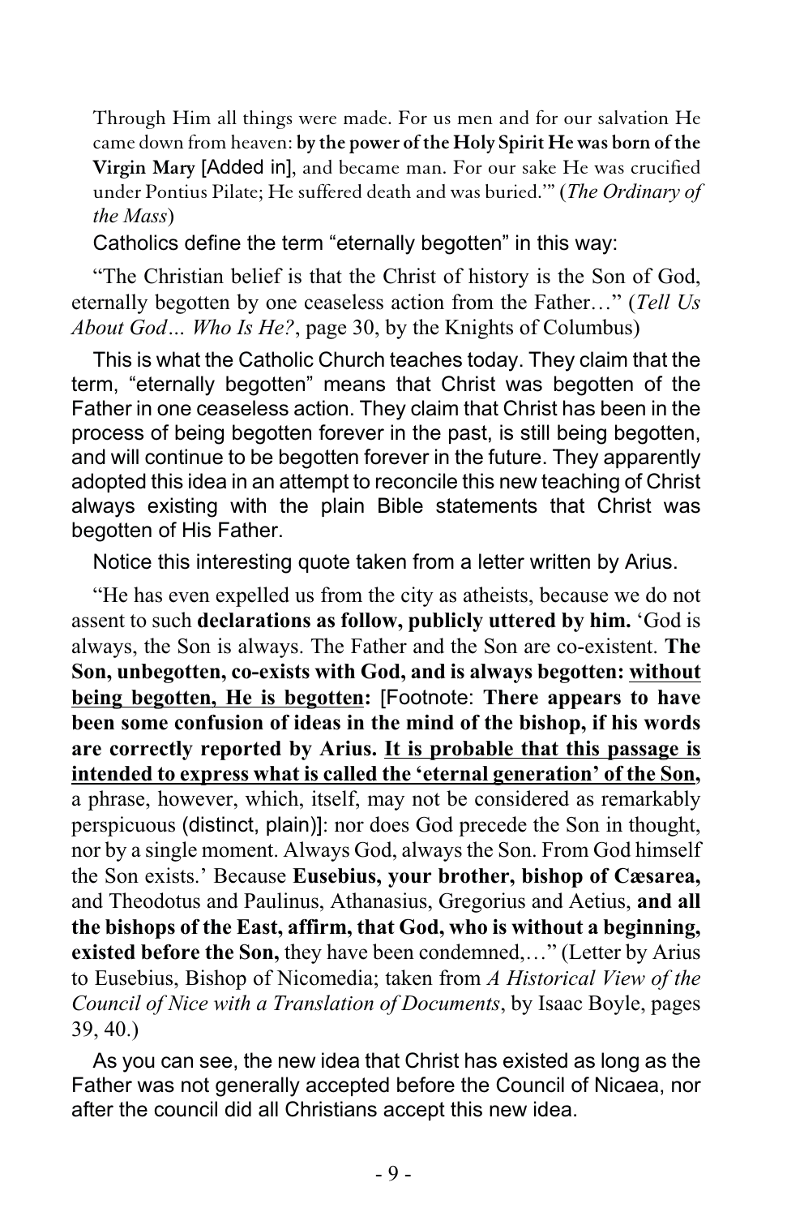Through Him all things were made. For us men and for our salvation He came down from heaven: **by the power of the Holy Spirit He was born of the Virgin Mary** [Added in], and became man. For our sake He was crucified under Pontius Pilate; He suffered death and was buried.'" (*The Ordinary of the Mass*)

Catholics define the term "eternally begotten" in this way:

"The Christian belief is that the Christ of history is the Son of God, eternally begotten by one ceaseless action from the Father…" (*Tell Us About God… Who Is He?*, page 30, by the Knights of Columbus)

This is what the Catholic Church teaches today. They claim that the term, "eternally begotten" means that Christ was begotten of the Father in one ceaseless action. They claim that Christ has been in the process of being begotten forever in the past, is still being begotten, and will continue to be begotten forever in the future. They apparently adopted this idea in an attempt to reconcile this new teaching of Christ always existing with the plain Bible statements that Christ was begotten of His Father.

Notice this interesting quote taken from a letter written by Arius.

"He has even expelled us from the city as atheists, because we do not assent to such **declarations as follow, publicly uttered by him.** 'God is always, the Son is always. The Father and the Son are co-existent. **The Son, unbegotten, co-exists with God, and is always begotten: <u>without being begotten, He is begotten</u>:** [Footnote: **There appears to have been some confusion of ideas in the mind of the bishop, if his words are correctly reported by Arius. <u>It is probable that this passage is intended to express what is called the 'eternal generation' of the Son</u>,** a phrase, however, which, itself, may not be considered as remarkably perspicuous (distinct, plain)]: nor does God precede the Son in thought, nor by a single moment. Always God, always the Son. From God himself the Son exists.' Because **Eusebius, your brother, bishop of Cæsarea,** and Theodotus and Paulinus, Athanasius, Gregorius and Aetius, **and all the bishops of the East, affirm, that God, who is without a beginning, existed before the Son,** they have been condemned,…" (Letter by Arius to Eusebius, Bishop of Nicomedia; taken from *A Historical View of the Council of Nice with a Translation of Documents*, by Isaac Boyle, pages 39, 40.)

As you can see, the new idea that Christ has existed as long as the Father was not generally accepted before the Council of Nicaea, nor after the council did all Christians accept this new idea.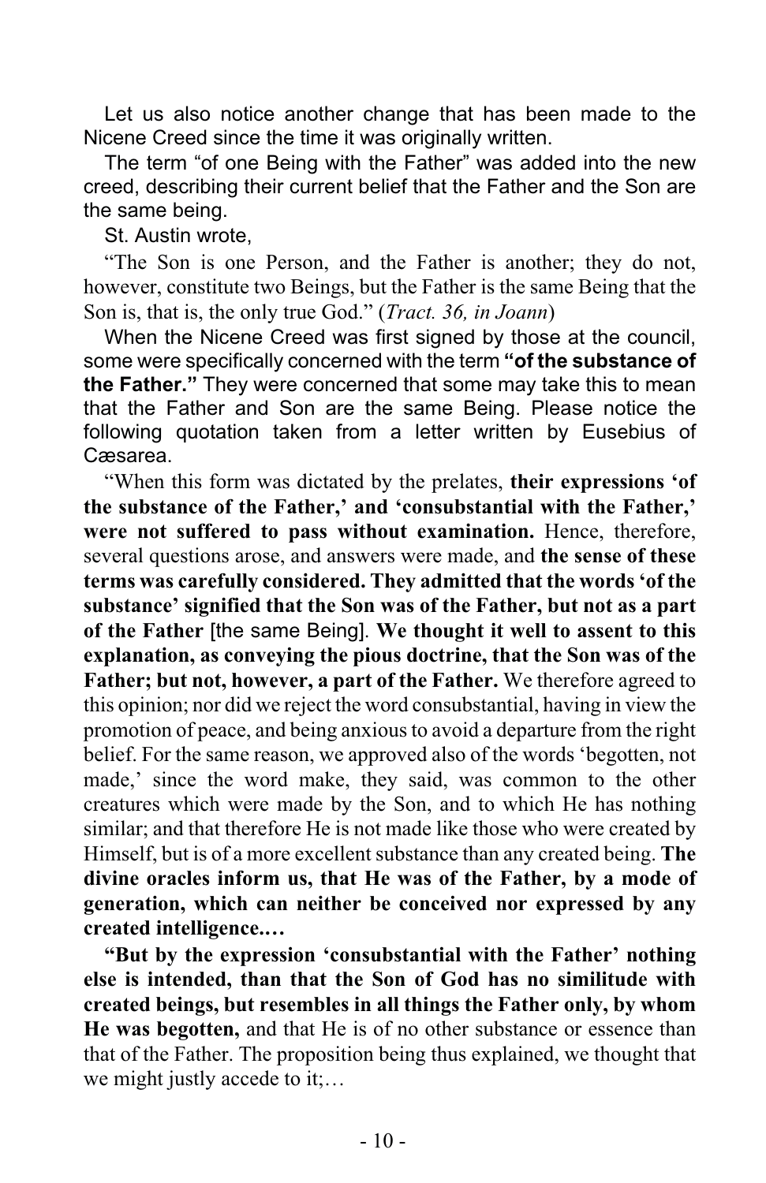Let us also notice another change that has been made to the Nicene Creed since the time it was originally written.

The term "of one Being with the Father" was added into the new creed, describing their current belief that the Father and the Son are the same being.

St. Austin wrote,

"The Son is one Person, and the Father is another; they do not, however, constitute two Beings, but the Father is the same Being that the Son is, that is, the only true God." (*Tract. 36, in Joann*)

When the Nicene Creed was first signed by those at the council, some were specifically concerned with the term **"of the substance of the Father."** They were concerned that some may take this to mean that the Father and Son are the same Being. Please notice the following quotation taken from a letter written by Eusebius of Cæsarea.

"When this form was dictated by the prelates, **their expressions 'of the substance of the Father,' and 'consubstantial with the Father,' were not suffered to pass without examination.** Hence, therefore, several questions arose, and answers were made, and **the sense of these terms was carefully considered. They admitted that the words 'of the substance' signified that the Son was of the Father, but not as a part of the Father** [the same Being]. **We thought it well to assent to this explanation, as conveying the pious doctrine, that the Son was of the Father; but not, however, a part of the Father.** We therefore agreed to this opinion; nor did we reject the word consubstantial, having in view the promotion of peace, and being anxious to avoid a departure from the right belief. For the same reason, we approved also of the words 'begotten, not made,' since the word make, they said, was common to the other creatures which were made by the Son, and to which He has nothing similar; and that therefore He is not made like those who were created by Himself, but is of a more excellent substance than any created being. **The divine oracles inform us, that He was of the Father, by a mode of generation, which can neither be conceived nor expressed by any created intelligence.…**

**"But by the expression 'consubstantial with the Father' nothing else is intended, than that the Son of God has no similitude with created beings, but resembles in all things the Father only, by whom He was begotten,** and that He is of no other substance or essence than that of the Father. The proposition being thus explained, we thought that we might justly accede to it;…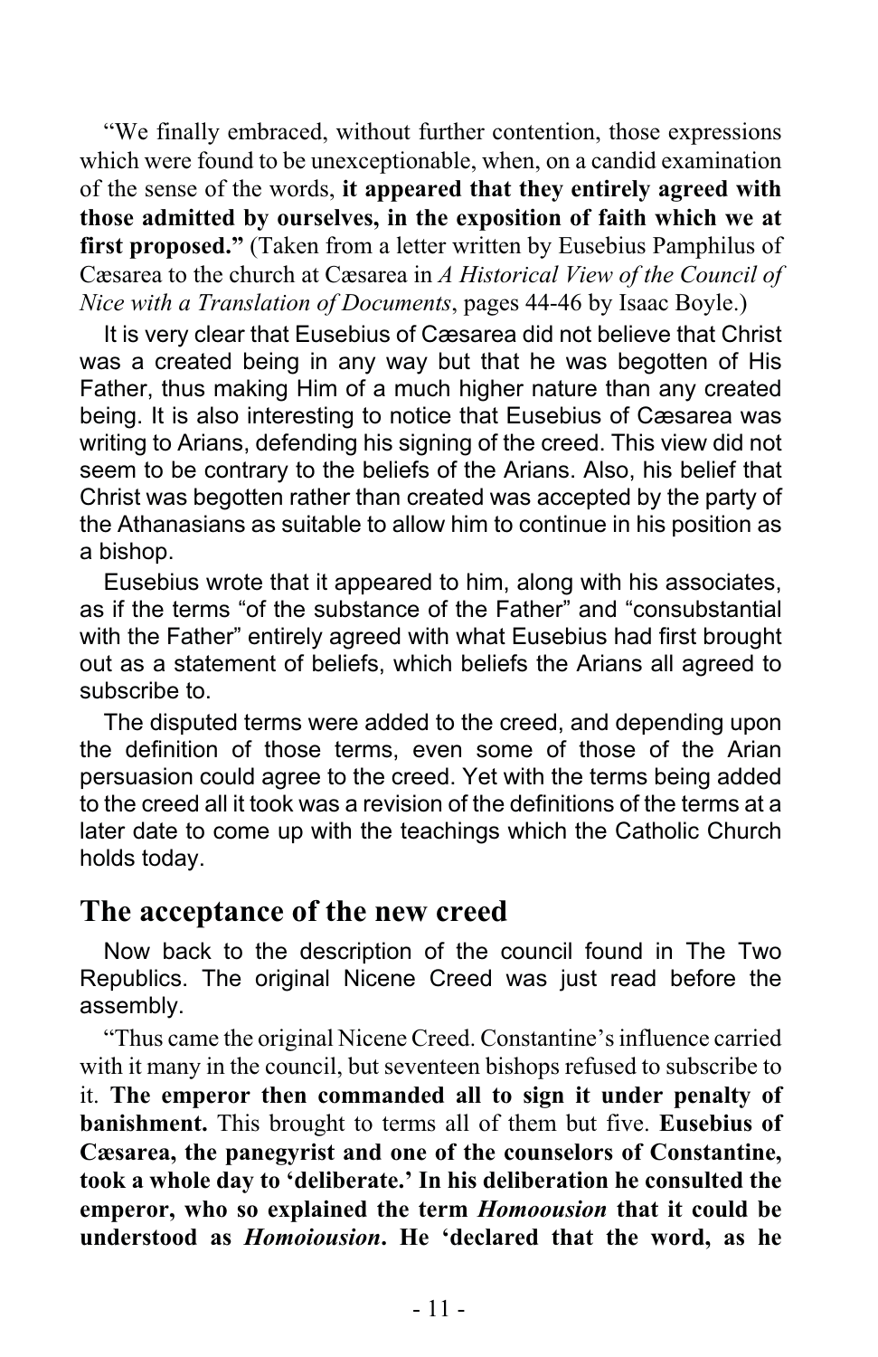"We finally embraced, without further contention, those expressions which were found to be unexceptionable, when, on a candid examination of the sense of the words, **it appeared that they entirely agreed with those admitted by ourselves, in the exposition of faith which we at first proposed."** (Taken from a letter written by Eusebius Pamphilus of Cæsarea to the church at Cæsarea in *A Historical View of the Council of Nice with a Translation of Documents*, pages 44-46 by Isaac Boyle.)

It is very clear that Eusebius of Cæsarea did not believe that Christ was a created being in any way but that he was begotten of His Father, thus making Him of a much higher nature than any created being. It is also interesting to notice that Eusebius of Cæsarea was writing to Arians, defending his signing of the creed. This view did not seem to be contrary to the beliefs of the Arians. Also, his belief that Christ was begotten rather than created was accepted by the party of the Athanasians as suitable to allow him to continue in his position as a bishop.

Eusebius wrote that it appeared to him, along with his associates, as if the terms "of the substance of the Father" and "consubstantial with the Father" entirely agreed with what Eusebius had first brought out as a statement of beliefs, which beliefs the Arians all agreed to subscribe to.

The disputed terms were added to the creed, and depending upon the definition of those terms, even some of those of the Arian persuasion could agree to the creed. Yet with the terms being added to the creed all it took was a revision of the definitions of the terms at a later date to come up with the teachings which the Catholic Church holds today.

## The acceptance of the new creed

Now back to the description of the council found in The Two Republics. The original Nicene Creed was just read before the assembly.

"Thus came the original Nicene Creed. Constantine's influence carried with it many in the council, but seventeen bishops refused to subscribe to it. **The emperor then commanded all to sign it under penalty of banishment.** This brought to terms all of them but five. **Eusebius of Cæsarea, the panegyrist and one of the counselors of Constantine, took a whole day to 'deliberate.' In his deliberation he consulted the emperor, who so explained the term *Homoousion* that it could be understood as *Homoiousion*. He 'declared that the word, as he**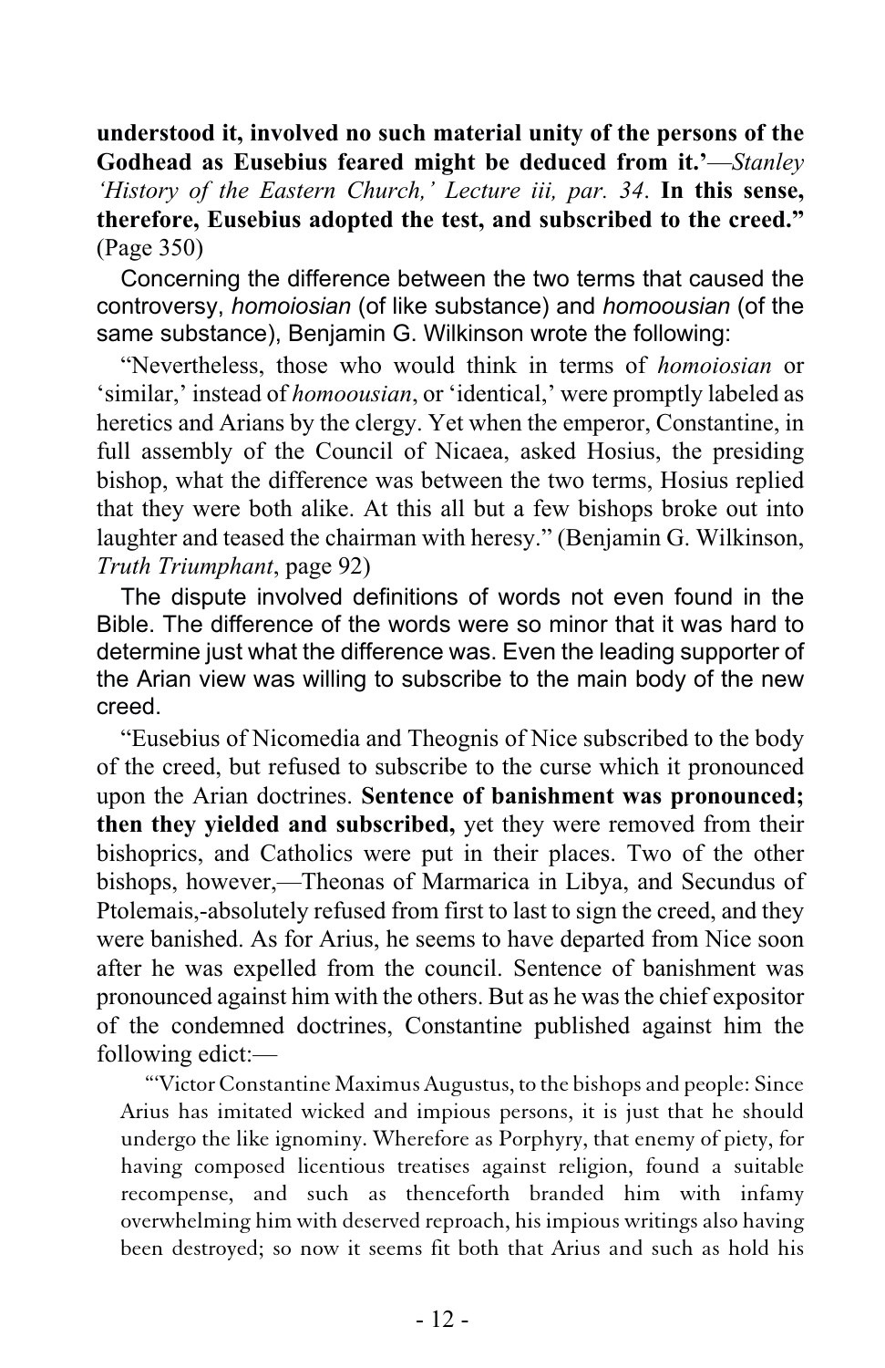**understood it, involved no such material unity of the persons of the Godhead as Eusebius feared might be deduced from it.'**—*Stanley 'History of the Eastern Church,' Lecture iii, par. 34*. **In this sense, therefore, Eusebius adopted the test, and subscribed to the creed."** (Page 350)

Concerning the difference between the two terms that caused the controversy, *homoiosian* (of like substance) and *homoousian* (of the same substance), Benjamin G. Wilkinson wrote the following:

"Nevertheless, those who would think in terms of *homoiosian* or 'similar,' instead of *homoousian*, or 'identical,' were promptly labeled as heretics and Arians by the clergy. Yet when the emperor, Constantine, in full assembly of the Council of Nicaea, asked Hosius, the presiding bishop, what the difference was between the two terms, Hosius replied that they were both alike. At this all but a few bishops broke out into laughter and teased the chairman with heresy." (Benjamin G. Wilkinson, *Truth Triumphant*, page 92)

The dispute involved definitions of words not even found in the Bible. The difference of the words were so minor that it was hard to determine just what the difference was. Even the leading supporter of the Arian view was willing to subscribe to the main body of the new creed.

"Eusebius of Nicomedia and Theognis of Nice subscribed to the body of the creed, but refused to subscribe to the curse which it pronounced upon the Arian doctrines. **Sentence of banishment was pronounced; then they yielded and subscribed,** yet they were removed from their bishoprics, and Catholics were put in their places. Two of the other bishops, however,—Theonas of Marmarica in Libya, and Secundus of Ptolemais,-absolutely refused from first to last to sign the creed, and they were banished. As for Arius, he seems to have departed from Nice soon after he was expelled from the council. Sentence of banishment was pronounced against him with the others. But as he was the chief expositor of the condemned doctrines, Constantine published against him the following edict:—

"'Victor Constantine Maximus Augustus, to the bishops and people: Since Arius has imitated wicked and impious persons, it is just that he should undergo the like ignominy. Wherefore as Porphyry, that enemy of piety, for having composed licentious treatises against religion, found a suitable recompense, and such as thenceforth branded him with infamy overwhelming him with deserved reproach, his impious writings also having been destroyed; so now it seems fit both that Arius and such as hold his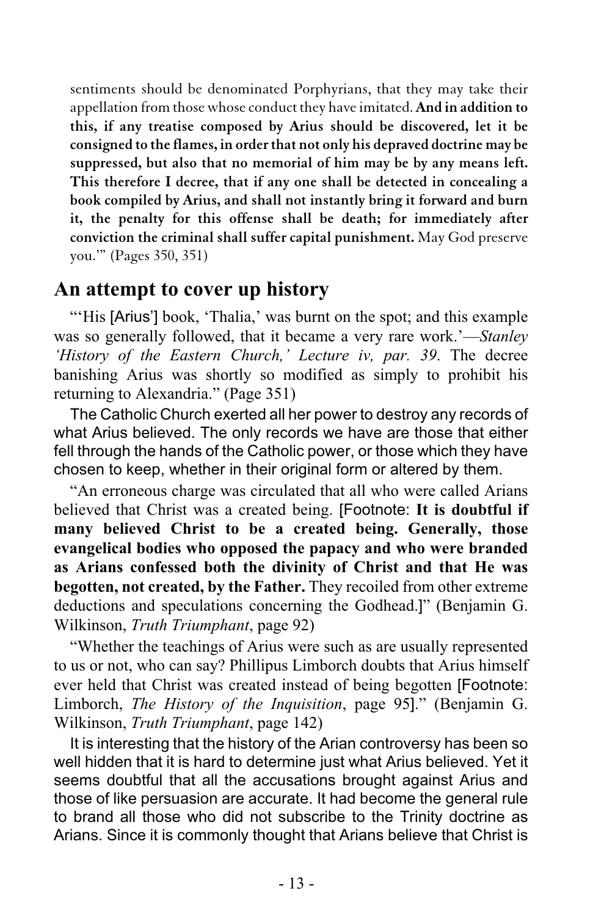sentiments should be denominated Porphyrians, that they may take their appellation from those whose conduct they have imitated. **And in addition to this, if any treatise composed by Arius should be discovered, let it be consigned to the flames, in order that not only his depraved doctrine may be suppressed, but also that no memorial of him may be by any means left. This therefore I decree, that if any one shall be detected in concealing a book compiled by Arius, and shall not instantly bring it forward and burn it, the penalty for this offense shall be death; for immediately after conviction the criminal shall suffer capital punishment.** May God preserve you.'" (Pages 350, 351)

## An attempt to cover up history

"'His [Arius'] book, 'Thalia,' was burnt on the spot; and this example was so generally followed, that it became a very rare work.'—*Stanley 'History of the Eastern Church,' Lecture iv, par. 39*. The decree banishing Arius was shortly so modified as simply to prohibit his returning to Alexandria." (Page 351)

The Catholic Church exerted all her power to destroy any records of what Arius believed. The only records we have are those that either fell through the hands of the Catholic power, or those which they have chosen to keep, whether in their original form or altered by them.

"An erroneous charge was circulated that all who were called Arians believed that Christ was a created being. [Footnote: **It is doubtful if many believed Christ to be a created being. Generally, those evangelical bodies who opposed the papacy and who were branded as Arians confessed both the divinity of Christ and that He was begotten, not created, by the Father.** They recoiled from other extreme deductions and speculations concerning the Godhead.]" (Benjamin G. Wilkinson, *Truth Triumphant*, page 92)

"Whether the teachings of Arius were such as are usually represented to us or not, who can say? Phillipus Limborch doubts that Arius himself ever held that Christ was created instead of being begotten [Footnote: Limborch, *The History of the Inquisition*, page 95]." (Benjamin G. Wilkinson, *Truth Triumphant*, page 142)

It is interesting that the history of the Arian controversy has been so well hidden that it is hard to determine just what Arius believed. Yet it seems doubtful that all the accusations brought against Arius and those of like persuasion are accurate. It had become the general rule to brand all those who did not subscribe to the Trinity doctrine as Arians. Since it is commonly thought that Arians believe that Christ is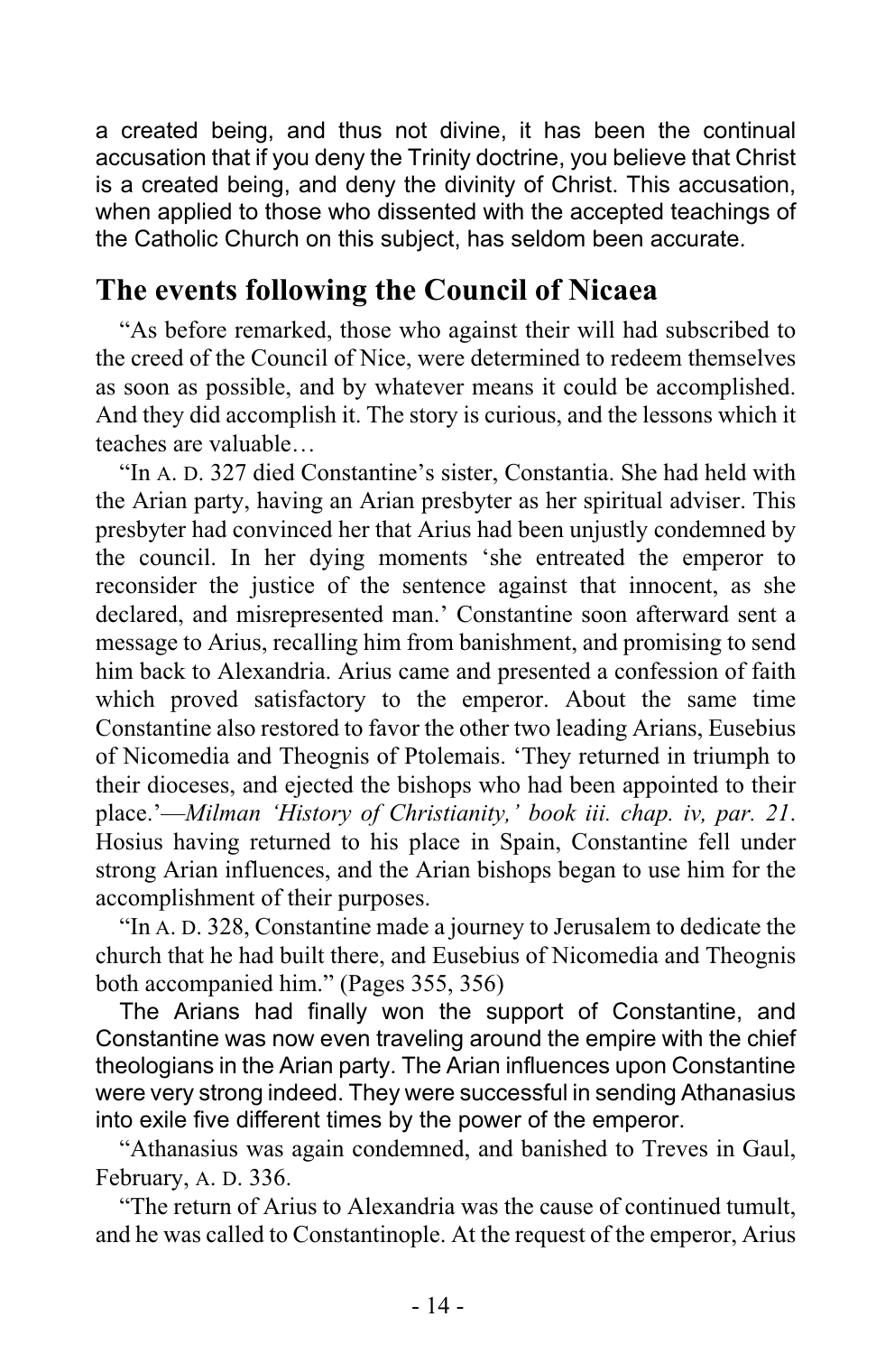a created being, and thus not divine, it has been the continual accusation that if you deny the Trinity doctrine, you believe that Christ is a created being, and deny the divinity of Christ. This accusation, when applied to those who dissented with the accepted teachings of the Catholic Church on this subject, has seldom been accurate.

## The events following the Council of Nicaea

"As before remarked, those who against their will had subscribed to the creed of the Council of Nice, were determined to redeem themselves as soon as possible, and by whatever means it could be accomplished. And they did accomplish it. The story is curious, and the lessons which it teaches are valuable…

"In A. D. 327 died Constantine's sister, Constantia. She had held with the Arian party, having an Arian presbyter as her spiritual adviser. This presbyter had convinced her that Arius had been unjustly condemned by the council. In her dying moments 'she entreated the emperor to reconsider the justice of the sentence against that innocent, as she declared, and misrepresented man.' Constantine soon afterward sent a message to Arius, recalling him from banishment, and promising to send him back to Alexandria. Arius came and presented a confession of faith which proved satisfactory to the emperor. About the same time Constantine also restored to favor the other two leading Arians, Eusebius of Nicomedia and Theognis of Ptolemais. 'They returned in triumph to their dioceses, and ejected the bishops who had been appointed to their place.'—*Milman 'History of Christianity,' book iii. chap. iv, par. 21*. Hosius having returned to his place in Spain, Constantine fell under strong Arian influences, and the Arian bishops began to use him for the accomplishment of their purposes.

"In A. D. 328, Constantine made a journey to Jerusalem to dedicate the church that he had built there, and Eusebius of Nicomedia and Theognis both accompanied him." (Pages 355, 356)

The Arians had finally won the support of Constantine, and Constantine was now even traveling around the empire with the chief theologians in the Arian party. The Arian influences upon Constantine were very strong indeed. They were successful in sending Athanasius into exile five different times by the power of the emperor.

"Athanasius was again condemned, and banished to Treves in Gaul, February, A. D. 336.

"The return of Arius to Alexandria was the cause of continued tumult, and he was called to Constantinople. At the request of the emperor, Arius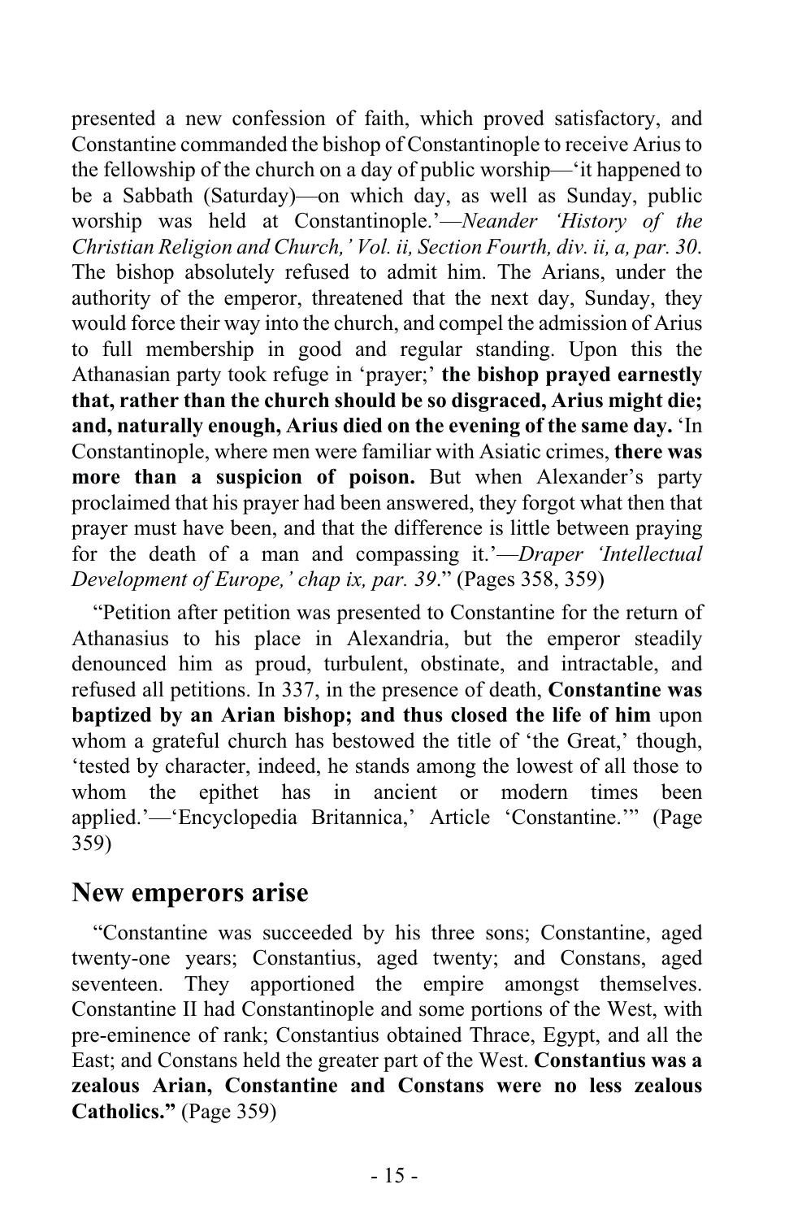presented a new confession of faith, which proved satisfactory, and Constantine commanded the bishop of Constantinople to receive Arius to the fellowship of the church on a day of public worship—'it happened to be a Sabbath (Saturday)—on which day, as well as Sunday, public worship was held at Constantinople.'—*Neander 'History of the Christian Religion and Church,' Vol. ii, Section Fourth, div. ii, a, par. 30.* The bishop absolutely refused to admit him. The Arians, under the authority of the emperor, threatened that the next day, Sunday, they would force their way into the church, and compel the admission of Arius to full membership in good and regular standing. Upon this the Athanasian party took refuge in 'prayer;' **the bishop prayed earnestly that, rather than the church should be so disgraced, Arius might die; and, naturally enough, Arius died on the evening of the same day.** 'In Constantinople, where men were familiar with Asiatic crimes, **there was more than a suspicion of poison.** But when Alexander's party proclaimed that his prayer had been answered, they forgot what then that prayer must have been, and that the difference is little between praying for the death of a man and compassing it.'—*Draper 'Intellectual Development of Europe,' chap ix, par. 39*." (Pages 358, 359)

"Petition after petition was presented to Constantine for the return of Athanasius to his place in Alexandria, but the emperor steadily denounced him as proud, turbulent, obstinate, and intractable, and refused all petitions. In 337, in the presence of death, **Constantine was baptized by an Arian bishop; and thus closed the life of him** upon whom a grateful church has bestowed the title of 'the Great,' though, 'tested by character, indeed, he stands among the lowest of all those to whom the epithet has in ancient or modern times been applied.'—'Encyclopedia Britannica,' Article 'Constantine.'" (Page 359)

## New emperors arise

"Constantine was succeeded by his three sons; Constantine, aged twenty-one years; Constantius, aged twenty; and Constans, aged seventeen. They apportioned the empire amongst themselves. Constantine II had Constantinople and some portions of the West, with pre-eminence of rank; Constantius obtained Thrace, Egypt, and all the East; and Constans held the greater part of the West. **Constantius was a zealous Arian, Constantine and Constans were no less zealous Catholics."** (Page 359)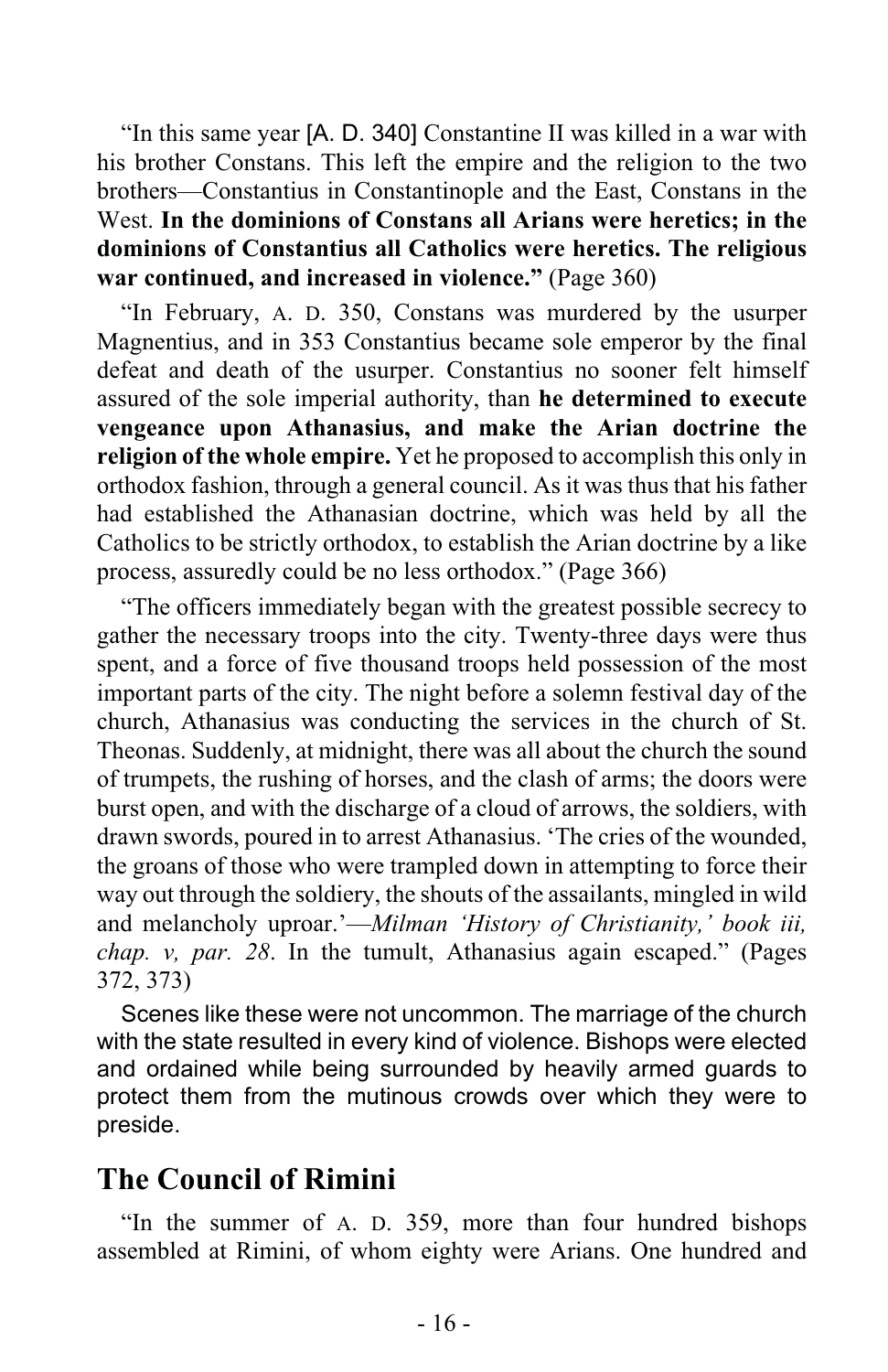"In this same year [A. D. 340] Constantine II was killed in a war with his brother Constans. This left the empire and the religion to the two brothers—Constantius in Constantinople and the East, Constans in the West. **In the dominions of Constans all Arians were heretics; in the dominions of Constantius all Catholics were heretics. The religious war continued, and increased in violence."** (Page 360)

"In February, A. D. 350, Constans was murdered by the usurper Magnentius, and in 353 Constantius became sole emperor by the final defeat and death of the usurper. Constantius no sooner felt himself assured of the sole imperial authority, than **he determined to execute vengeance upon Athanasius, and make the Arian doctrine the religion of the whole empire.** Yet he proposed to accomplish this only in orthodox fashion, through a general council. As it was thus that his father had established the Athanasian doctrine, which was held by all the Catholics to be strictly orthodox, to establish the Arian doctrine by a like process, assuredly could be no less orthodox." (Page 366)

"The officers immediately began with the greatest possible secrecy to gather the necessary troops into the city. Twenty-three days were thus spent, and a force of five thousand troops held possession of the most important parts of the city. The night before a solemn festival day of the church, Athanasius was conducting the services in the church of St. Theonas. Suddenly, at midnight, there was all about the church the sound of trumpets, the rushing of horses, and the clash of arms; the doors were burst open, and with the discharge of a cloud of arrows, the soldiers, with drawn swords, poured in to arrest Athanasius. 'The cries of the wounded, the groans of those who were trampled down in attempting to force their way out through the soldiery, the shouts of the assailants, mingled in wild and melancholy uproar.'—*Milman 'History of Christianity,' book iii, chap. v, par. 28*. In the tumult, Athanasius again escaped." (Pages 372, 373)

Scenes like these were not uncommon. The marriage of the church with the state resulted in every kind of violence. Bishops were elected and ordained while being surrounded by heavily armed guards to protect them from the mutinous crowds over which they were to preside.

## The Council of Rimini

"In the summer of A. D. 359, more than four hundred bishops assembled at Rimini, of whom eighty were Arians. One hundred and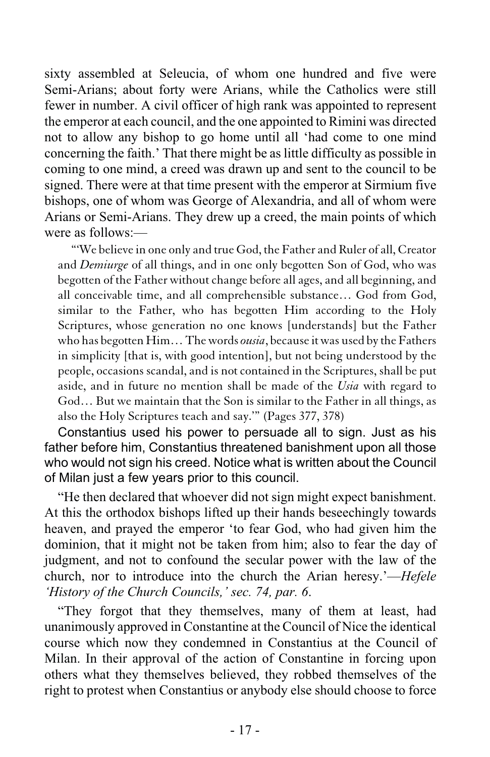sixty assembled at Seleucia, of whom one hundred and five were Semi-Arians; about forty were Arians, while the Catholics were still fewer in number. A civil officer of high rank was appointed to represent the emperor at each council, and the one appointed to Rimini was directed not to allow any bishop to go home until all 'had come to one mind concerning the faith.' That there might be as little difficulty as possible in coming to one mind, a creed was drawn up and sent to the council to be signed. There were at that time present with the emperor at Sirmium five bishops, one of whom was George of Alexandria, and all of whom were Arians or Semi-Arians. They drew up a creed, the main points of which were as follows:—

> "'We believe in one only and true God, the Father and Ruler of all, Creator and *Demiurge* of all things, and in one only begotten Son of God, who was begotten of the Father without change before all ages, and all beginning, and all conceivable time, and all comprehensible substance… God from God, similar to the Father, who has begotten Him according to the Holy Scriptures, whose generation no one knows [understands] but the Father who has begotten Him… The words *ousia*, because it was used by the Fathers in simplicity [that is, with good intention], but not being understood by the people, occasions scandal, and is not contained in the Scriptures, shall be put aside, and in future no mention shall be made of the *Usia* with regard to God… But we maintain that the Son is similar to the Father in all things, as also the Holy Scriptures teach and say.'" (Pages 377, 378)

Constantius used his power to persuade all to sign. Just as his father before him, Constantius threatened banishment upon all those who would not sign his creed. Notice what is written about the Council of Milan just a few years prior to this council.

"He then declared that whoever did not sign might expect banishment. At this the orthodox bishops lifted up their hands beseechingly towards heaven, and prayed the emperor 'to fear God, who had given him the dominion, that it might not be taken from him; also to fear the day of judgment, and not to confound the secular power with the law of the church, nor to introduce into the church the Arian heresy.'—*Hefele 'History of the Church Councils,' sec. 74, par. 6.*

"They forgot that they themselves, many of them at least, had unanimously approved in Constantine at the Council of Nice the identical course which now they condemned in Constantius at the Council of Milan. In their approval of the action of Constantine in forcing upon others what they themselves believed, they robbed themselves of the right to protest when Constantius or anybody else should choose to force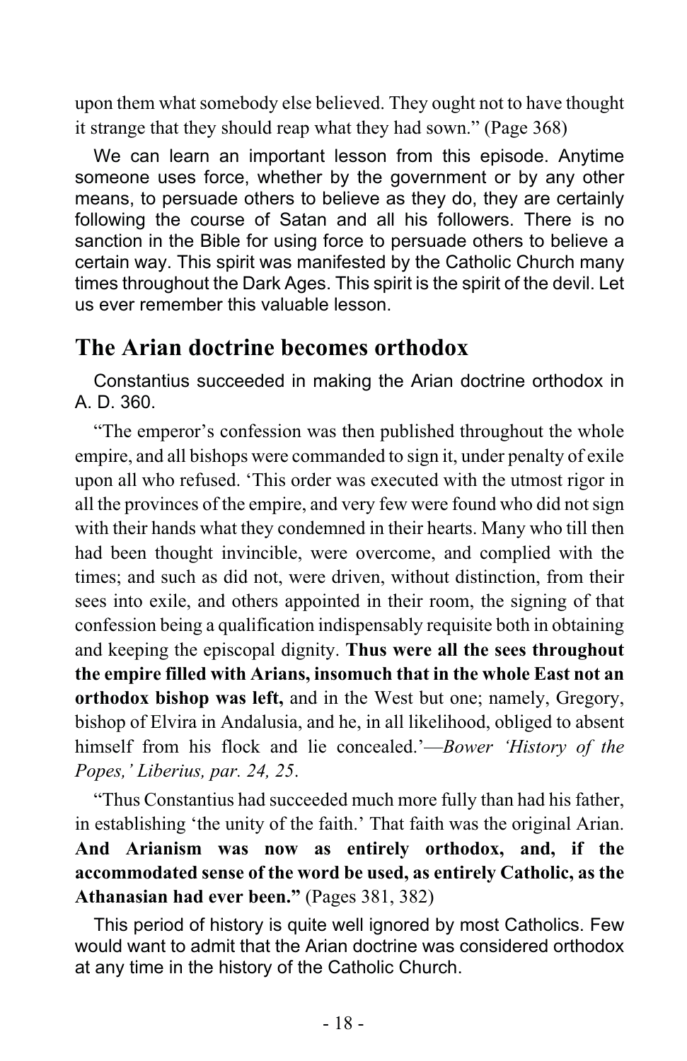upon them what somebody else believed. They ought not to have thought it strange that they should reap what they had sown." (Page 368)

We can learn an important lesson from this episode. Anytime someone uses force, whether by the government or by any other means, to persuade others to believe as they do, they are certainly following the course of Satan and all his followers. There is no sanction in the Bible for using force to persuade others to believe a certain way. This spirit was manifested by the Catholic Church many times throughout the Dark Ages. This spirit is the spirit of the devil. Let us ever remember this valuable lesson.

## The Arian doctrine becomes orthodox

Constantius succeeded in making the Arian doctrine orthodox in A. D. 360.

"The emperor's confession was then published throughout the whole empire, and all bishops were commanded to sign it, under penalty of exile upon all who refused. 'This order was executed with the utmost rigor in all the provinces of the empire, and very few were found who did not sign with their hands what they condemned in their hearts. Many who till then had been thought invincible, were overcome, and complied with the times; and such as did not, were driven, without distinction, from their sees into exile, and others appointed in their room, the signing of that confession being a qualification indispensably requisite both in obtaining and keeping the episcopal dignity. **Thus were all the sees throughout the empire filled with Arians, insomuch that in the whole East not an orthodox bishop was left,** and in the West but one; namely, Gregory, bishop of Elvira in Andalusia, and he, in all likelihood, obliged to absent himself from his flock and lie concealed.'—*Bower 'History of the Popes,' Liberius, par. 24, 25*.

"Thus Constantius had succeeded much more fully than had his father, in establishing 'the unity of the faith.' That faith was the original Arian. **And Arianism was now as entirely orthodox, and, if the accommodated sense of the word be used, as entirely Catholic, as the Athanasian had ever been."** (Pages 381, 382)

This period of history is quite well ignored by most Catholics. Few would want to admit that the Arian doctrine was considered orthodox at any time in the history of the Catholic Church.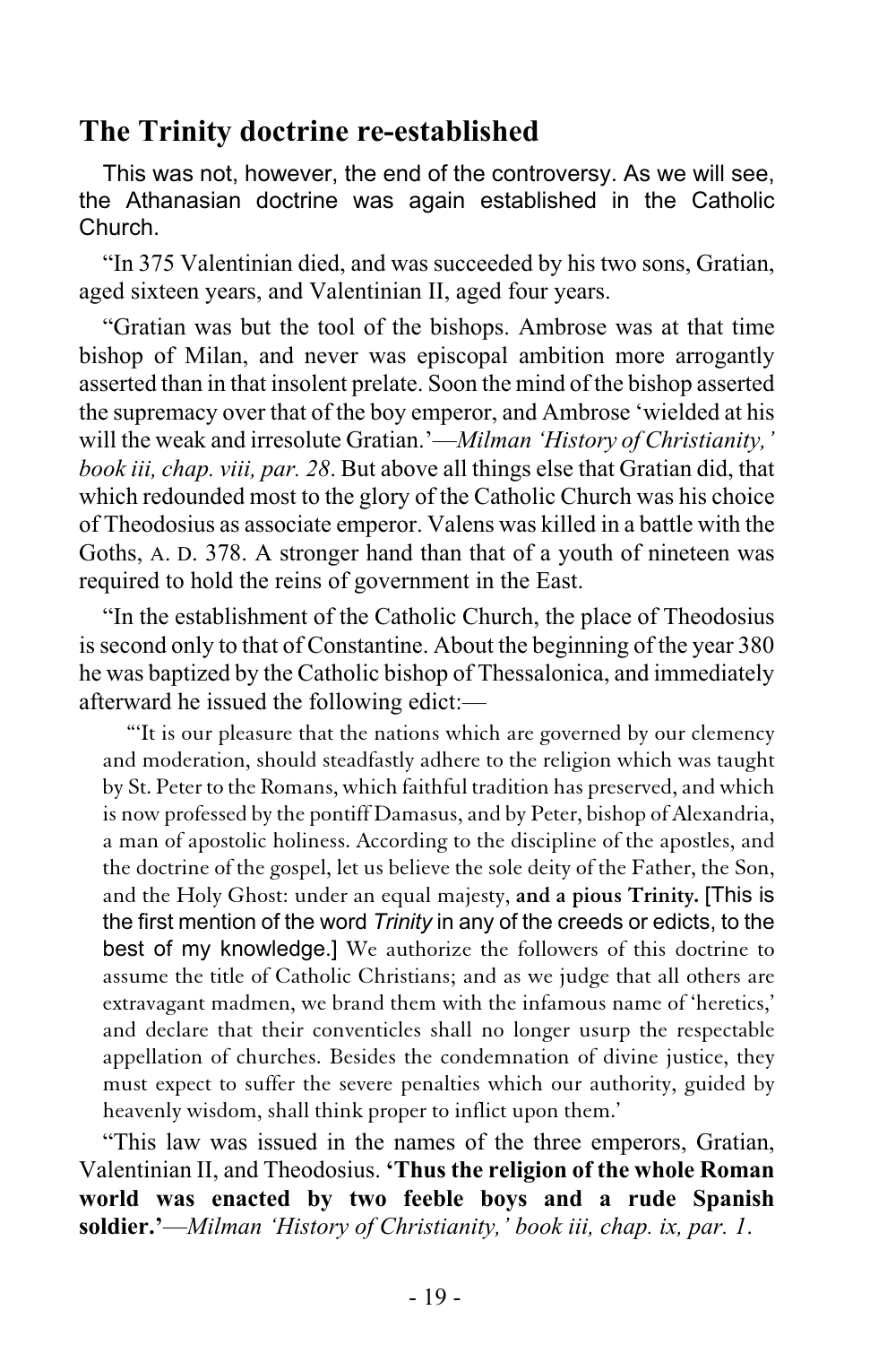## The Trinity doctrine re-established

This was not, however, the end of the controversy. As we will see, the Athanasian doctrine was again established in the Catholic Church.

"In 375 Valentinian died, and was succeeded by his two sons, Gratian, aged sixteen years, and Valentinian II, aged four years.

"Gratian was but the tool of the bishops. Ambrose was at that time bishop of Milan, and never was episcopal ambition more arrogantly asserted than in that insolent prelate. Soon the mind of the bishop asserted the supremacy over that of the boy emperor, and Ambrose 'wielded at his will the weak and irresolute Gratian.'—*Milman 'History of Christianity,' book iii, chap. viii, par. 28*. But above all things else that Gratian did, that which redounded most to the glory of the Catholic Church was his choice of Theodosius as associate emperor. Valens was killed in a battle with the Goths, A. D. 378. A stronger hand than that of a youth of nineteen was required to hold the reins of government in the East.

"In the establishment of the Catholic Church, the place of Theodosius is second only to that of Constantine. About the beginning of the year 380 he was baptized by the Catholic bishop of Thessalonica, and immediately afterward he issued the following edict:—

> "'It is our pleasure that the nations which are governed by our clemency and moderation, should steadfastly adhere to the religion which was taught by St. Peter to the Romans, which faithful tradition has preserved, and which is now professed by the pontiff Damasus, and by Peter, bishop of Alexandria, a man of apostolic holiness. According to the discipline of the apostles, and the doctrine of the gospel, let us believe the sole deity of the Father, the Son, and the Holy Ghost: under an equal majesty, **and a pious Trinity.** [This is the first mention of the word *Trinity* in any of the creeds or edicts, to the best of my knowledge.] We authorize the followers of this doctrine to assume the title of Catholic Christians; and as we judge that all others are extravagant madmen, we brand them with the infamous name of 'heretics,' and declare that their conventicles shall no longer usurp the respectable appellation of churches. Besides the condemnation of divine justice, they must expect to suffer the severe penalties which our authority, guided by heavenly wisdom, shall think proper to inflict upon them.'

"This law was issued in the names of the three emperors, Gratian, Valentinian II, and Theodosius. **'Thus the religion of the whole Roman world was enacted by two feeble boys and a rude Spanish soldier.'**—*Milman 'History of Christianity,' book iii, chap. ix, par. 1.*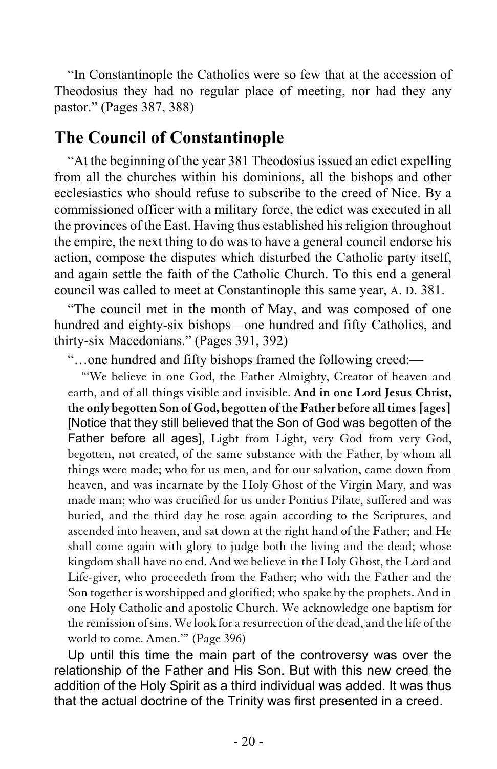"In Constantinople the Catholics were so few that at the accession of Theodosius they had no regular place of meeting, nor had they any pastor." (Pages 387, 388)

## The Council of Constantinople

"At the beginning of the year 381 Theodosius issued an edict expelling from all the churches within his dominions, all the bishops and other ecclesiastics who should refuse to subscribe to the creed of Nice. By a commissioned officer with a military force, the edict was executed in all the provinces of the East. Having thus established his religion throughout the empire, the next thing to do was to have a general council endorse his action, compose the disputes which disturbed the Catholic party itself, and again settle the faith of the Catholic Church. To this end a general council was called to meet at Constantinople this same year, A. D. 381.

"The council met in the month of May, and was composed of one hundred and eighty-six bishops—one hundred and fifty Catholics, and thirty-six Macedonians." (Pages 391, 392)

"…one hundred and fifty bishops framed the following creed:—

"'We believe in one God, the Father Almighty, Creator of heaven and earth, and of all things visible and invisible. **And in one Lord Jesus Christ, the only begotten Son of God, begotten of the Father before all times [ages]** [Notice that they still believed that the Son of God was begotten of the Father before all ages], Light from Light, very God from very God, begotten, not created, of the same substance with the Father, by whom all things were made; who for us men, and for our salvation, came down from heaven, and was incarnate by the Holy Ghost of the Virgin Mary, and was made man; who was crucified for us under Pontius Pilate, suffered and was buried, and the third day he rose again according to the Scriptures, and ascended into heaven, and sat down at the right hand of the Father; and He shall come again with glory to judge both the living and the dead; whose kingdom shall have no end. And we believe in the Holy Ghost, the Lord and Life-giver, who proceedeth from the Father; who with the Father and the Son together is worshipped and glorified; who spake by the prophets. And in one Holy Catholic and apostolic Church. We acknowledge one baptism for the remission of sins. We look for a resurrection of the dead, and the life of the world to come. Amen.'" (Page 396)

Up until this time the main part of the controversy was over the relationship of the Father and His Son. But with this new creed the addition of the Holy Spirit as a third individual was added. It was thus that the actual doctrine of the Trinity was first presented in a creed.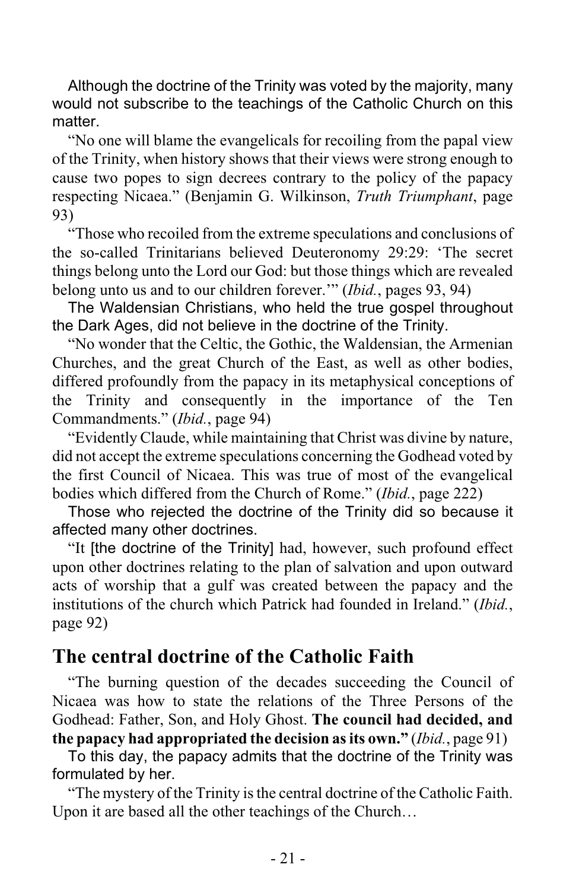Although the doctrine of the Trinity was voted by the majority, many would not subscribe to the teachings of the Catholic Church on this matter.

"No one will blame the evangelicals for recoiling from the papal view of the Trinity, when history shows that their views were strong enough to cause two popes to sign decrees contrary to the policy of the papacy respecting Nicaea." (Benjamin G. Wilkinson, *Truth Triumphant*, page 93)

"Those who recoiled from the extreme speculations and conclusions of the so-called Trinitarians believed Deuteronomy 29:29: 'The secret things belong unto the Lord our God: but those things which are revealed belong unto us and to our children forever.'" (*Ibid.*, pages 93, 94)

The Waldensian Christians, who held the true gospel throughout the Dark Ages, did not believe in the doctrine of the Trinity.

"No wonder that the Celtic, the Gothic, the Waldensian, the Armenian Churches, and the great Church of the East, as well as other bodies, differed profoundly from the papacy in its metaphysical conceptions of the Trinity and consequently in the importance of the Ten Commandments." (*Ibid.*, page 94)

"Evidently Claude, while maintaining that Christ was divine by nature, did not accept the extreme speculations concerning the Godhead voted by the first Council of Nicaea. This was true of most of the evangelical bodies which differed from the Church of Rome." (*Ibid.*, page 222)

Those who rejected the doctrine of the Trinity did so because it affected many other doctrines.

"It [the doctrine of the Trinity] had, however, such profound effect upon other doctrines relating to the plan of salvation and upon outward acts of worship that a gulf was created between the papacy and the institutions of the church which Patrick had founded in Ireland." (*Ibid.*, page 92)

## The central doctrine of the Catholic Faith

"The burning question of the decades succeeding the Council of Nicaea was how to state the relations of the Three Persons of the Godhead: Father, Son, and Holy Ghost. **The council had decided, and the papacy had appropriated the decision as its own."** (*Ibid.*, page 91)

To this day, the papacy admits that the doctrine of the Trinity was formulated by her.

"The mystery of the Trinity is the central doctrine of the Catholic Faith. Upon it are based all the other teachings of the Church…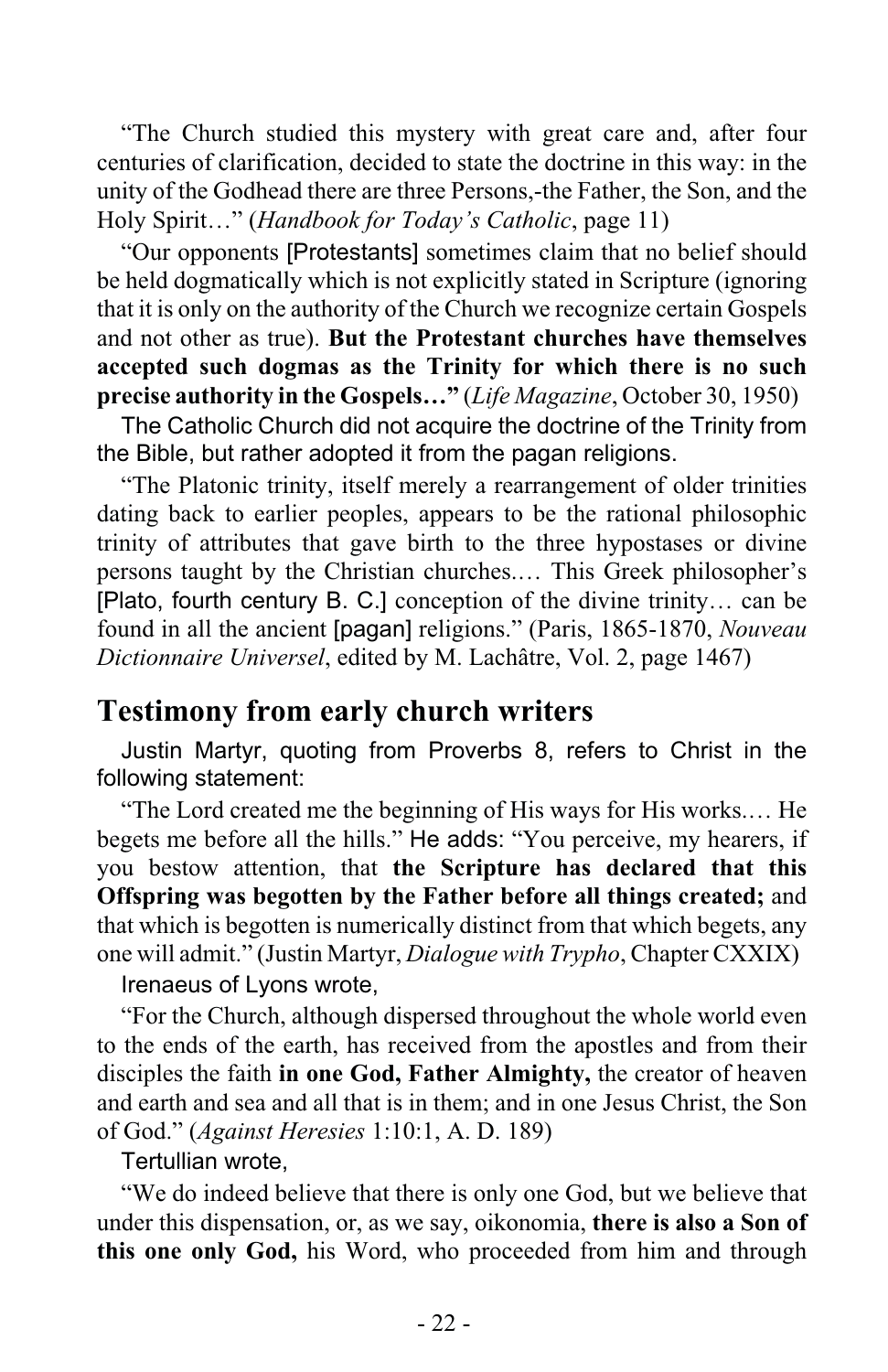"The Church studied this mystery with great care and, after four centuries of clarification, decided to state the doctrine in this way: in the unity of the Godhead there are three Persons,-the Father, the Son, and the Holy Spirit…" (*Handbook for Today's Catholic*, page 11)

"Our opponents [Protestants] sometimes claim that no belief should be held dogmatically which is not explicitly stated in Scripture (ignoring that it is only on the authority of the Church we recognize certain Gospels and not other as true). **But the Protestant churches have themselves accepted such dogmas as the Trinity for which there is no such precise authority in the Gospels…"** (*Life Magazine*, October 30, 1950)

The Catholic Church did not acquire the doctrine of the Trinity from the Bible, but rather adopted it from the pagan religions.

"The Platonic trinity, itself merely a rearrangement of older trinities dating back to earlier peoples, appears to be the rational philosophic trinity of attributes that gave birth to the three hypostases or divine persons taught by the Christian churches.… This Greek philosopher's [Plato, fourth century B. C.] conception of the divine trinity… can be found in all the ancient [pagan] religions." (Paris, 1865-1870, *Nouveau Dictionnaire Universel*, edited by M. Lachâtre, Vol. 2, page 1467)

## Testimony from early church writers

Justin Martyr, quoting from Proverbs 8, refers to Christ in the following statement:

"The Lord created me the beginning of His ways for His works.… He begets me before all the hills." He adds: "You perceive, my hearers, if you bestow attention, that **the Scripture has declared that this Offspring was begotten by the Father before all things created;** and that which is begotten is numerically distinct from that which begets, any one will admit." (Justin Martyr, *Dialogue with Trypho*, Chapter CXXIX)

Irenaeus of Lyons wrote,

"For the Church, although dispersed throughout the whole world even to the ends of the earth, has received from the apostles and from their disciples the faith **in one God, Father Almighty,** the creator of heaven and earth and sea and all that is in them; and in one Jesus Christ, the Son of God." (*Against Heresies* 1:10:1, A. D. 189)

Tertullian wrote,

"We do indeed believe that there is only one God, but we believe that under this dispensation, or, as we say, oikonomia, **there is also a Son of this one only God,** his Word, who proceeded from him and through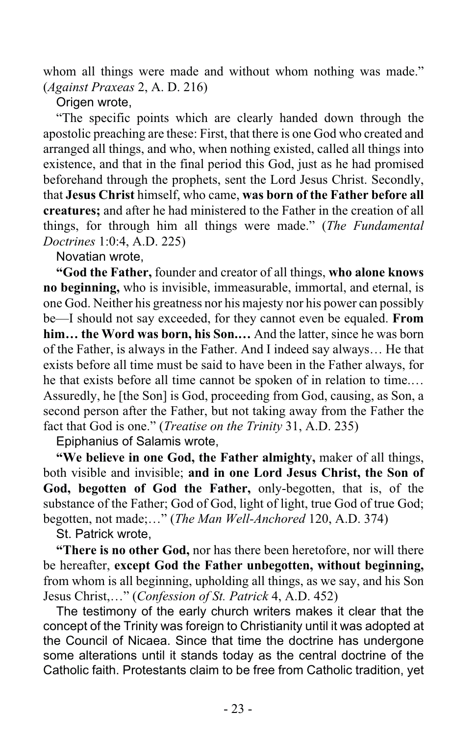whom all things were made and without whom nothing was made." (*Against Praxeas* 2, A. D. 216)

Origen wrote,

"The specific points which are clearly handed down through the apostolic preaching are these: First, that there is one God who created and arranged all things, and who, when nothing existed, called all things into existence, and that in the final period this God, just as he had promised beforehand through the prophets, sent the Lord Jesus Christ. Secondly, that **Jesus Christ** himself, who came, **was born of the Father before all creatures;** and after he had ministered to the Father in the creation of all things, for through him all things were made." (*The Fundamental Doctrines* 1:0:4, A.D. 225)

Novatian wrote,

**"God the Father,** founder and creator of all things, **who alone knows no beginning,** who is invisible, immeasurable, immortal, and eternal, is one God. Neither his greatness nor his majesty nor his power can possibly be—I should not say exceeded, for they cannot even be equaled. **From him… the Word was born, his Son.…** And the latter, since he was born of the Father, is always in the Father. And I indeed say always… He that exists before all time must be said to have been in the Father always, for he that exists before all time cannot be spoken of in relation to time.… Assuredly, he [the Son] is God, proceeding from God, causing, as Son, a second person after the Father, but not taking away from the Father the fact that God is one." (*Treatise on the Trinity* 31, A.D. 235)

Epiphanius of Salamis wrote,

**"We believe in one God, the Father almighty,** maker of all things, both visible and invisible; **and in one Lord Jesus Christ, the Son of God, begotten of God the Father,** only-begotten, that is, of the substance of the Father; God of God, light of light, true God of true God; begotten, not made;…" (*The Man Well-Anchored* 120, A.D. 374)

St. Patrick wrote,

**"There is no other God,** nor has there been heretofore, nor will there be hereafter, **except God the Father unbegotten, without beginning,** from whom is all beginning, upholding all things, as we say, and his Son Jesus Christ,…" (*Confession of St. Patrick* 4, A.D. 452)

The testimony of the early church writers makes it clear that the concept of the Trinity was foreign to Christianity until it was adopted at the Council of Nicaea. Since that time the doctrine has undergone some alterations until it stands today as the central doctrine of the Catholic faith. Protestants claim to be free from Catholic tradition, yet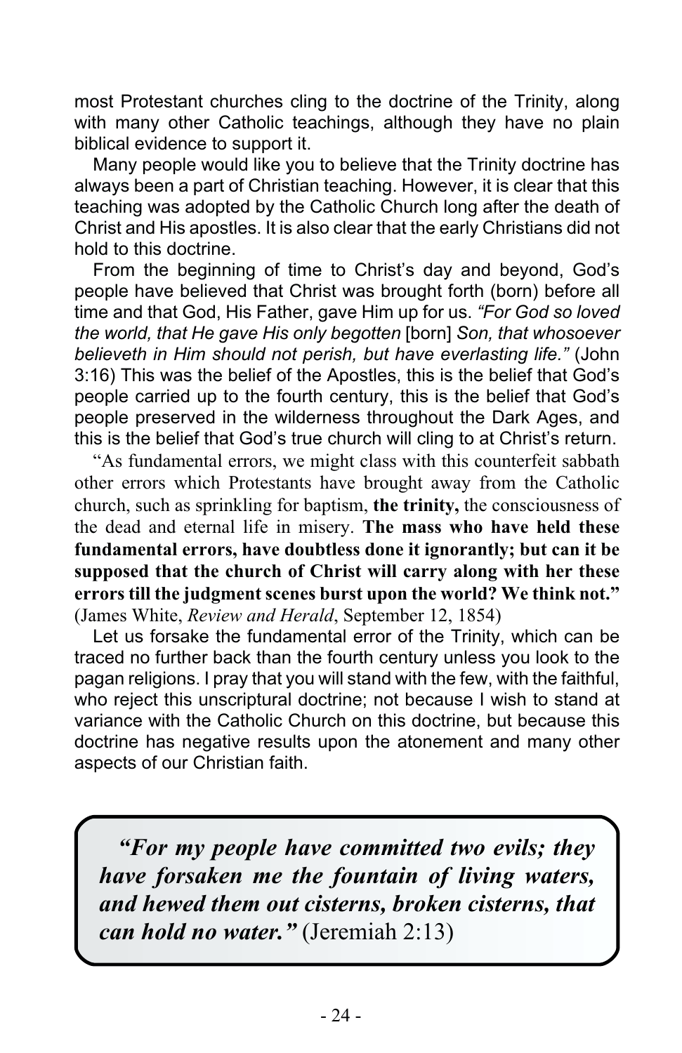most Protestant churches cling to the doctrine of the Trinity, along with many other Catholic teachings, although they have no plain biblical evidence to support it.

Many people would like you to believe that the Trinity doctrine has always been a part of Christian teaching. However, it is clear that this teaching was adopted by the Catholic Church long after the death of Christ and His apostles. It is also clear that the early Christians did not hold to this doctrine.

From the beginning of time to Christ's day and beyond, God's people have believed that Christ was brought forth (born) before all time and that God, His Father, gave Him up for us. *"For God so loved the world, that He gave His only begotten* [born] *Son, that whosoever believeth in Him should not perish, but have everlasting life."* (John 3:16) This was the belief of the Apostles, this is the belief that God's people carried up to the fourth century, this is the belief that God's people preserved in the wilderness throughout the Dark Ages, and this is the belief that God's true church will cling to at Christ's return.

"As fundamental errors, we might class with this counterfeit sabbath other errors which Protestants have brought away from the Catholic church, such as sprinkling for baptism, **the trinity,** the consciousness of the dead and eternal life in misery. **The mass who have held these fundamental errors, have doubtless done it ignorantly; but can it be supposed that the church of Christ will carry along with her these errors till the judgment scenes burst upon the world? We think not."** (James White, *Review and Herald*, September 12, 1854)

Let us forsake the fundamental error of the Trinity, which can be traced no further back than the fourth century unless you look to the pagan religions. I pray that you will stand with the few, with the faithful, who reject this unscriptural doctrine; not because I wish to stand at variance with the Catholic Church on this doctrine, but because this doctrine has negative results upon the atonement and many other aspects of our Christian faith.

> ***"For my people have committed two evils; they have forsaken me the fountain of living waters, and hewed them out cisterns, broken cisterns, that can hold no water."*** (Jeremiah 2:13)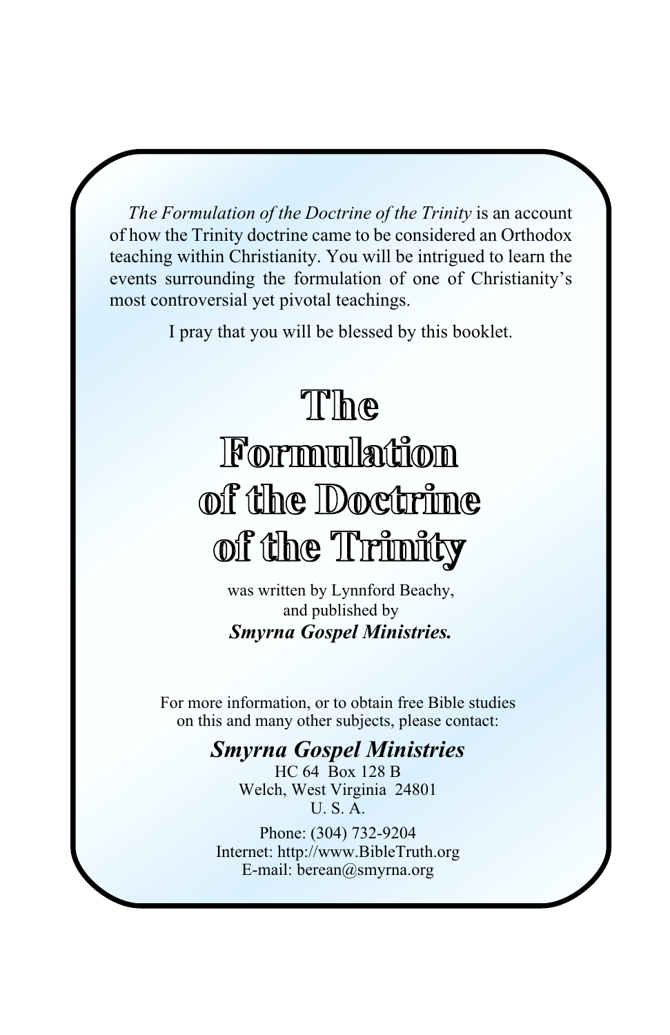*The Formulation of the Doctrine of the Trinity* is an account of how the Trinity doctrine came to be considered an Orthodox teaching within Christianity. You will be intrigued to learn the events surrounding the formulation of one of Christianity's most controversial yet pivotal teachings.

I pray that you will be blessed by this booklet.

# The Formulation of the Doctrine of the Trinity

was written by Lynnford Beachy,
and published by
***Smyrna Gospel Ministries.***

For more information, or to obtain free Bible studies on this and many other subjects, please contact:

***Smyrna Gospel Ministries***
HC 64 Box 128 B
Welch, West Virginia 24801
U. S. A.

Phone: (304) 732-9204
Internet: http://www.BibleTruth.org
E-mail: berean@smyrna.org